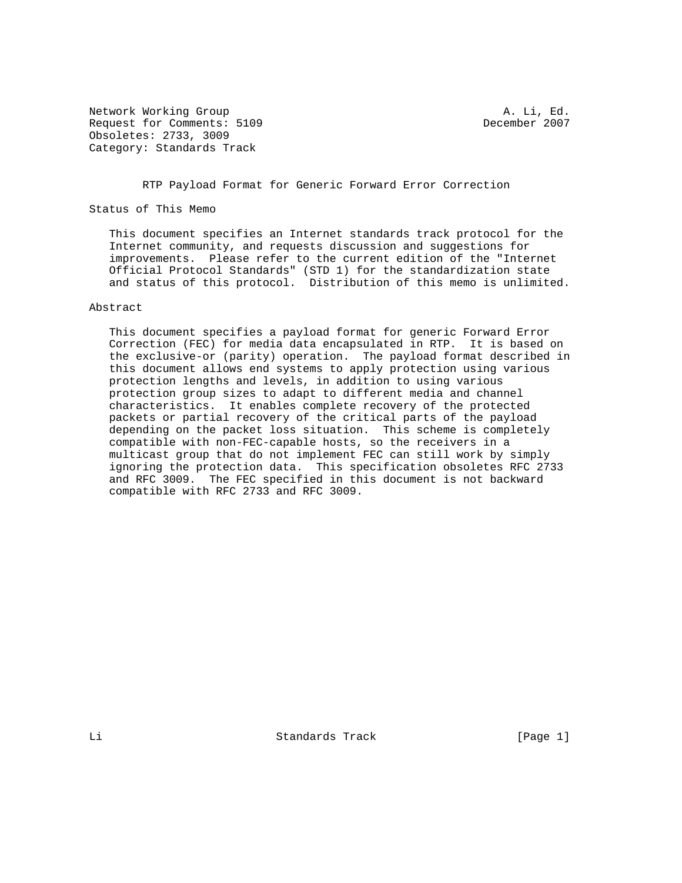Network Working Group A. Li, Ed.
Request for Comments: 5109 December 2007
Obsoletes: 2733, 3009
Category: Standards Track

# RTP Payload Format for Generic Forward Error Correction

## Status of This Memo

This document specifies an Internet standards track protocol for the Internet community, and requests discussion and suggestions for improvements. Please refer to the current edition of the "Internet Official Protocol Standards" (STD 1) for the standardization state and status of this protocol. Distribution of this memo is unlimited.

## Abstract

This document specifies a payload format for generic Forward Error Correction (FEC) for media data encapsulated in RTP. It is based on the exclusive-or (parity) operation. The payload format described in this document allows end systems to apply protection using various protection lengths and levels, in addition to using various protection group sizes to adapt to different media and channel characteristics. It enables complete recovery of the protected packets or partial recovery of the critical parts of the payload depending on the packet loss situation. This scheme is completely compatible with non-FEC-capable hosts, so the receivers in a multicast group that do not implement FEC can still work by simply ignoring the protection data. This specification obsoletes RFC 2733 and RFC 3009. The FEC specified in this document is not backward compatible with RFC 2733 and RFC 3009.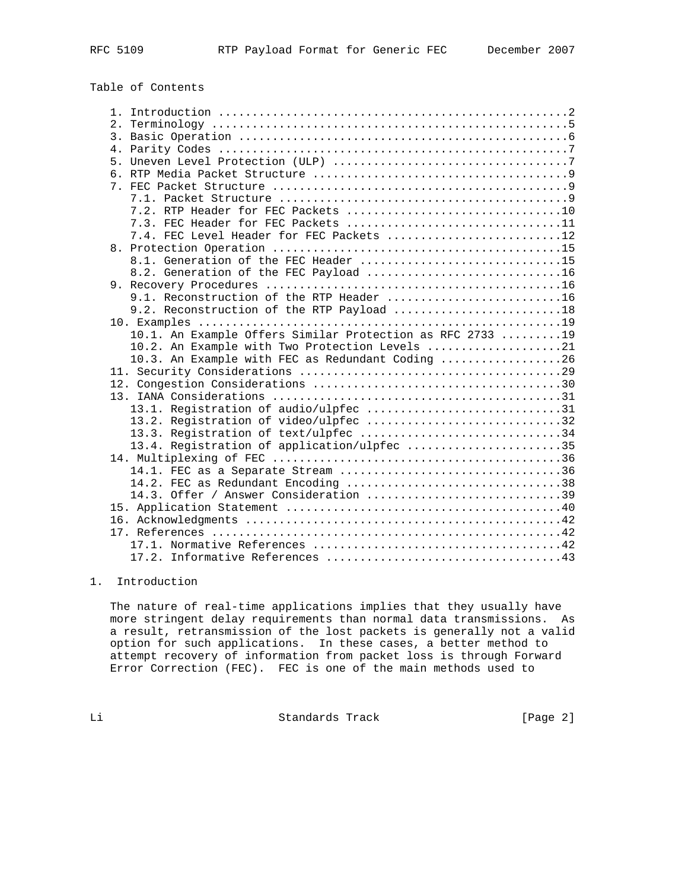Table of Contents

```
   1. Introduction ....................................................2
   2. Terminology .....................................................5
   3. Basic Operation .................................................6
   4. Parity Codes ....................................................7
   5. Uneven Level Protection (ULP) ...................................7
   6. RTP Media Packet Structure ......................................9
   7. FEC Packet Structure ............................................9
      7.1. Packet Structure ...........................................9
      7.2. RTP Header for FEC Packets ................................10
      7.3. FEC Header for FEC Packets ................................11
      7.4. FEC Level Header for FEC Packets ..........................12
   8. Protection Operation ...........................................15
      8.1. Generation of the FEC Header ..............................15
      8.2. Generation of the FEC Payload .............................16
   9. Recovery Procedures ............................................16
      9.1. Reconstruction of the RTP Header ..........................16
      9.2. Reconstruction of the RTP Payload .........................18
   10. Examples ......................................................19
      10.1. An Example Offers Similar Protection as RFC 2733 .........19
      10.2. An Example with Two Protection Levels ....................21
      10.3. An Example with FEC as Redundant Coding ..................26
   11. Security Considerations .......................................29
   12. Congestion Considerations .....................................30
   13. IANA Considerations ...........................................31
      13.1. Registration of audio/ulpfec .............................31
      13.2. Registration of video/ulpfec .............................32
      13.3. Registration of text/ulpfec ..............................34
      13.4. Registration of application/ulpfec .......................35
   14. Multiplexing of FEC ...........................................36
      14.1. FEC as a Separate Stream .................................36
      14.2. FEC as Redundant Encoding ................................38
      14.3. Offer / Answer Consideration .............................39
   15. Application Statement .........................................40
   16. Acknowledgments ...............................................42
   17. References ....................................................42
      17.1. Normative References .....................................42
      17.2. Informative References ...................................43
```

# 1. Introduction

The nature of real-time applications implies that they usually have more stringent delay requirements than normal data transmissions. As a result, retransmission of the lost packets is generally not a valid option for such applications. In these cases, a better method to attempt recovery of information from packet loss is through Forward Error Correction (FEC). FEC is one of the main methods used to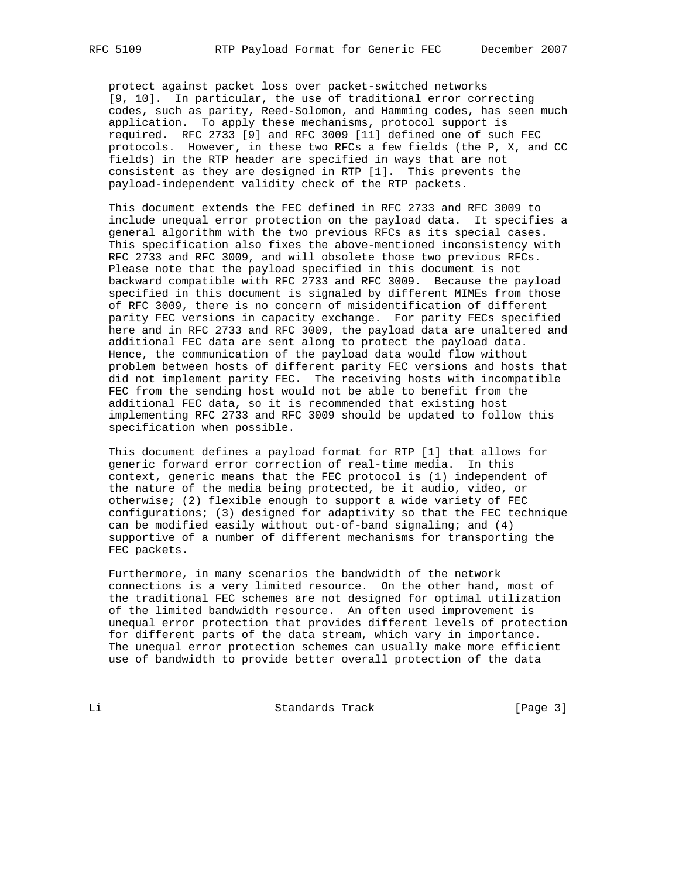protect against packet loss over packet-switched networks [9, 10]. In particular, the use of traditional error correcting codes, such as parity, Reed-Solomon, and Hamming codes, has seen much application. To apply these mechanisms, protocol support is required. RFC 2733 [9] and RFC 3009 [11] defined one of such FEC protocols. However, in these two RFCs a few fields (the P, X, and CC fields) in the RTP header are specified in ways that are not consistent as they are designed in RTP [1]. This prevents the payload-independent validity check of the RTP packets.

This document extends the FEC defined in RFC 2733 and RFC 3009 to include unequal error protection on the payload data. It specifies a general algorithm with the two previous RFCs as its special cases. This specification also fixes the above-mentioned inconsistency with RFC 2733 and RFC 3009, and will obsolete those two previous RFCs. Please note that the payload specified in this document is not backward compatible with RFC 2733 and RFC 3009. Because the payload specified in this document is signaled by different MIMEs from those of RFC 3009, there is no concern of misidentification of different parity FEC versions in capacity exchange. For parity FECs specified here and in RFC 2733 and RFC 3009, the payload data are unaltered and additional FEC data are sent along to protect the payload data. Hence, the communication of the payload data would flow without problem between hosts of different parity FEC versions and hosts that did not implement parity FEC. The receiving hosts with incompatible FEC from the sending host would not be able to benefit from the additional FEC data, so it is recommended that existing host implementing RFC 2733 and RFC 3009 should be updated to follow this specification when possible.

This document defines a payload format for RTP [1] that allows for generic forward error correction of real-time media. In this context, generic means that the FEC protocol is (1) independent of the nature of the media being protected, be it audio, video, or otherwise; (2) flexible enough to support a wide variety of FEC configurations; (3) designed for adaptivity so that the FEC technique can be modified easily without out-of-band signaling; and (4) supportive of a number of different mechanisms for transporting the FEC packets.

Furthermore, in many scenarios the bandwidth of the network connections is a very limited resource. On the other hand, most of the traditional FEC schemes are not designed for optimal utilization of the limited bandwidth resource. An often used improvement is unequal error protection that provides different levels of protection for different parts of the data stream, which vary in importance. The unequal error protection schemes can usually make more efficient use of bandwidth to provide better overall protection of the data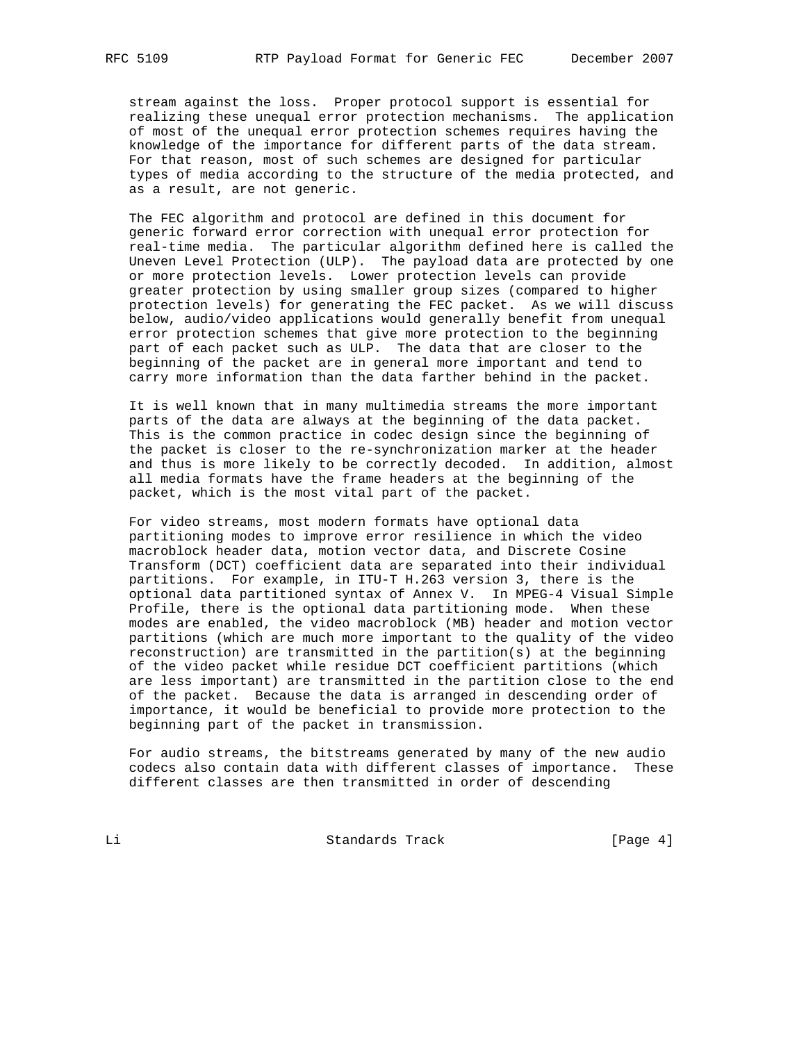stream against the loss. Proper protocol support is essential for realizing these unequal error protection mechanisms. The application of most of the unequal error protection schemes requires having the knowledge of the importance for different parts of the data stream. For that reason, most of such schemes are designed for particular types of media according to the structure of the media protected, and as a result, are not generic.

The FEC algorithm and protocol are defined in this document for generic forward error correction with unequal error protection for real-time media. The particular algorithm defined here is called the Uneven Level Protection (ULP). The payload data are protected by one or more protection levels. Lower protection levels can provide greater protection by using smaller group sizes (compared to higher protection levels) for generating the FEC packet. As we will discuss below, audio/video applications would generally benefit from unequal error protection schemes that give more protection to the beginning part of each packet such as ULP. The data that are closer to the beginning of the packet are in general more important and tend to carry more information than the data farther behind in the packet.

It is well known that in many multimedia streams the more important parts of the data are always at the beginning of the data packet. This is the common practice in codec design since the beginning of the packet is closer to the re-synchronization marker at the header and thus is more likely to be correctly decoded. In addition, almost all media formats have the frame headers at the beginning of the packet, which is the most vital part of the packet.

For video streams, most modern formats have optional data partitioning modes to improve error resilience in which the video macroblock header data, motion vector data, and Discrete Cosine Transform (DCT) coefficient data are separated into their individual partitions. For example, in ITU-T H.263 version 3, there is the optional data partitioned syntax of Annex V. In MPEG-4 Visual Simple Profile, there is the optional data partitioning mode. When these modes are enabled, the video macroblock (MB) header and motion vector partitions (which are much more important to the quality of the video reconstruction) are transmitted in the partition(s) at the beginning of the video packet while residue DCT coefficient partitions (which are less important) are transmitted in the partition close to the end of the packet. Because the data is arranged in descending order of importance, it would be beneficial to provide more protection to the beginning part of the packet in transmission.

For audio streams, the bitstreams generated by many of the new audio codecs also contain data with different classes of importance. These different classes are then transmitted in order of descending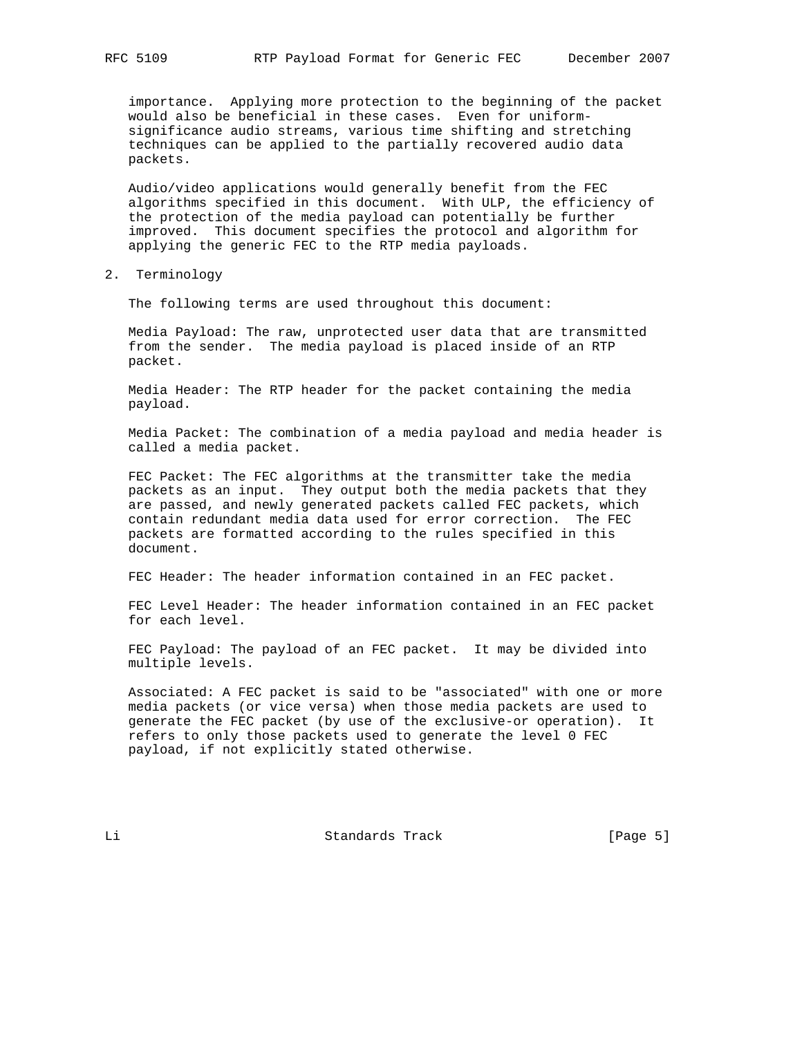importance. Applying more protection to the beginning of the packet would also be beneficial in these cases. Even for uniform-significance audio streams, various time shifting and stretching techniques can be applied to the partially recovered audio data packets.

Audio/video applications would generally benefit from the FEC algorithms specified in this document. With ULP, the efficiency of the protection of the media payload can potentially be further improved. This document specifies the protocol and algorithm for applying the generic FEC to the RTP media payloads.

## 2. Terminology

The following terms are used throughout this document:

Media Payload: The raw, unprotected user data that are transmitted from the sender. The media payload is placed inside of an RTP packet.

Media Header: The RTP header for the packet containing the media payload.

Media Packet: The combination of a media payload and media header is called a media packet.

FEC Packet: The FEC algorithms at the transmitter take the media packets as an input. They output both the media packets that they are passed, and newly generated packets called FEC packets, which contain redundant media data used for error correction. The FEC packets are formatted according to the rules specified in this document.

FEC Header: The header information contained in an FEC packet.

FEC Level Header: The header information contained in an FEC packet for each level.

FEC Payload: The payload of an FEC packet. It may be divided into multiple levels.

Associated: A FEC packet is said to be "associated" with one or more media packets (or vice versa) when those media packets are used to generate the FEC packet (by use of the exclusive-or operation). It refers to only those packets used to generate the level 0 FEC payload, if not explicitly stated otherwise.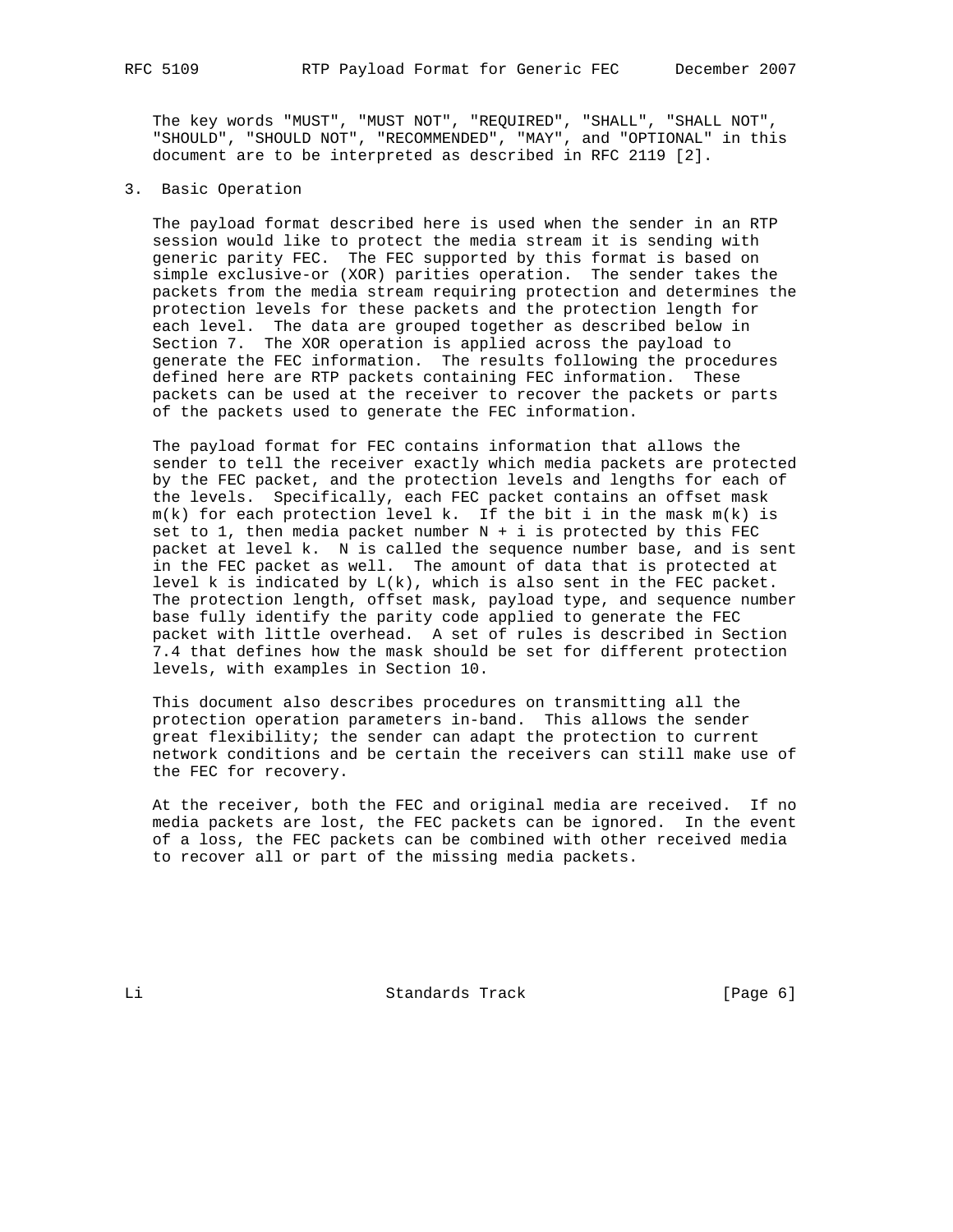The key words "MUST", "MUST NOT", "REQUIRED", "SHALL", "SHALL NOT", "SHOULD", "SHOULD NOT", "RECOMMENDED", "MAY", and "OPTIONAL" in this document are to be interpreted as described in RFC 2119 [2].

## 3. Basic Operation

The payload format described here is used when the sender in an RTP session would like to protect the media stream it is sending with generic parity FEC. The FEC supported by this format is based on simple exclusive-or (XOR) parities operation. The sender takes the packets from the media stream requiring protection and determines the protection levels for these packets and the protection length for each level. The data are grouped together as described below in Section 7. The XOR operation is applied across the payload to generate the FEC information. The results following the procedures defined here are RTP packets containing FEC information. These packets can be used at the receiver to recover the packets or parts of the packets used to generate the FEC information.

The payload format for FEC contains information that allows the sender to tell the receiver exactly which media packets are protected by the FEC packet, and the protection levels and lengths for each of the levels. Specifically, each FEC packet contains an offset mask $m(k)$ for each protection level $k$. If the bit $i$ in the mask $m(k)$ is set to 1, then media packet number $N + i$ is protected by this FEC packet at level $k$. $N$ is called the sequence number base, and is sent in the FEC packet as well. The amount of data that is protected at level $k$ is indicated by $L(k)$, which is also sent in the FEC packet. The protection length, offset mask, payload type, and sequence number base fully identify the parity code applied to generate the FEC packet with little overhead. A set of rules is described in Section 7.4 that defines how the mask should be set for different protection levels, with examples in Section 10.

This document also describes procedures on transmitting all the protection operation parameters in-band. This allows the sender great flexibility; the sender can adapt the protection to current network conditions and be certain the receivers can still make use of the FEC for recovery.

At the receiver, both the FEC and original media are received. If no media packets are lost, the FEC packets can be ignored. In the event of a loss, the FEC packets can be combined with other received media to recover all or part of the missing media packets.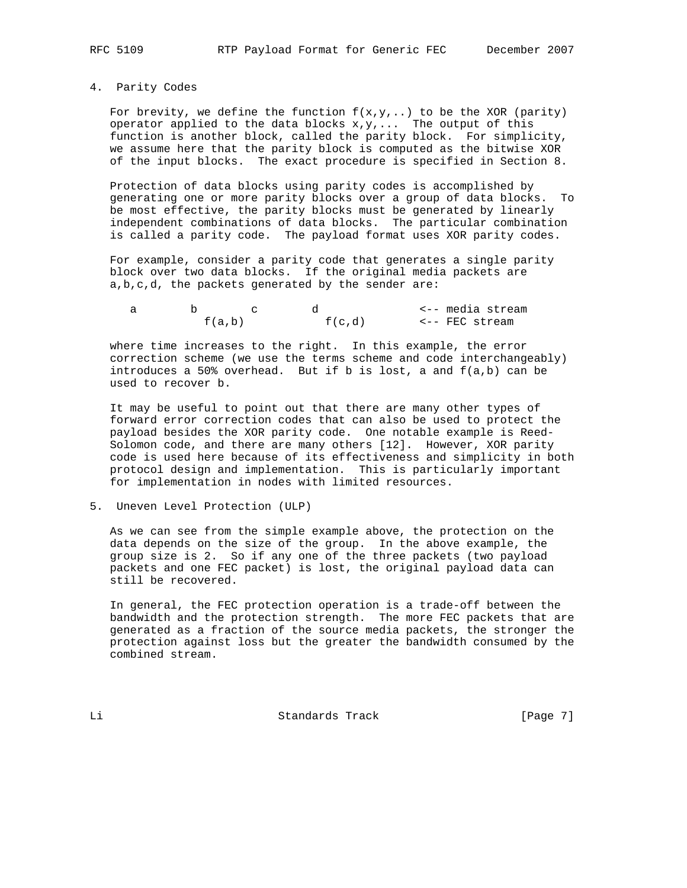## 4. Parity Codes

For brevity, we define the function f(x,y,..) to be the XOR (parity) operator applied to the data blocks x,y,... The output of this function is another block, called the parity block. For simplicity, we assume here that the parity block is computed as the bitwise XOR of the input blocks. The exact procedure is specified in Section 8.

Protection of data blocks using parity codes is accomplished by generating one or more parity blocks over a group of data blocks. To be most effective, the parity blocks must be generated by linearly independent combinations of data blocks. The particular combination is called a parity code. The payload format uses XOR parity codes.

For example, consider a parity code that generates a single parity block over two data blocks. If the original media packets are a,b,c,d, the packets generated by the sender are:

```
 a        b        c        d               <-- media stream
            f(a,b)           f(c,d)        <-- FEC stream
```

where time increases to the right. In this example, the error correction scheme (we use the terms scheme and code interchangeably) introduces a 50% overhead. But if b is lost, a and f(a,b) can be used to recover b.

It may be useful to point out that there are many other types of forward error correction codes that can also be used to protect the payload besides the XOR parity code. One notable example is Reed-Solomon code, and there are many others [12]. However, XOR parity code is used here because of its effectiveness and simplicity in both protocol design and implementation. This is particularly important for implementation in nodes with limited resources.

## 5. Uneven Level Protection (ULP)

As we can see from the simple example above, the protection on the data depends on the size of the group. In the above example, the group size is 2. So if any one of the three packets (two payload packets and one FEC packet) is lost, the original payload data can still be recovered.

In general, the FEC protection operation is a trade-off between the bandwidth and the protection strength. The more FEC packets that are generated as a fraction of the source media packets, the stronger the protection against loss but the greater the bandwidth consumed by the combined stream.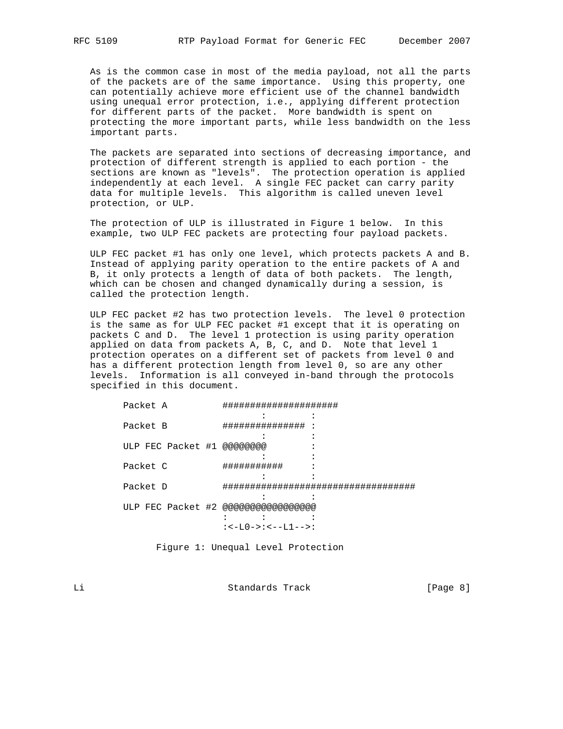As is the common case in most of the media payload, not all the parts of the packets are of the same importance. Using this property, one can potentially achieve more efficient use of the channel bandwidth using unequal error protection, i.e., applying different protection for different parts of the packet. More bandwidth is spent on protecting the more important parts, while less bandwidth on the less important parts.

The packets are separated into sections of decreasing importance, and protection of different strength is applied to each portion - the sections are known as "levels". The protection operation is applied independently at each level. A single FEC packet can carry parity data for multiple levels. This algorithm is called uneven level protection, or ULP.

The protection of ULP is illustrated in Figure 1 below. In this example, two ULP FEC packets are protecting four payload packets.

ULP FEC packet #1 has only one level, which protects packets A and B. Instead of applying parity operation to the entire packets of A and B, it only protects a length of data of both packets. The length, which can be chosen and changed dynamically during a session, is called the protection length.

ULP FEC packet #2 has two protection levels. The level 0 protection is the same as for ULP FEC packet #1 except that it is operating on packets C and D. The level 1 protection is using parity operation applied on data from packets A, B, C, and D. Note that level 1 protection operates on a different set of packets from level 0 and has a different protection length from level 0, so are any other levels. Information is all conveyed in-band through the protocols specified in this document.

```
Packet A          #####################
                         :        :
Packet B          ############### :
                         :        :
ULP FEC Packet #1 @@@@@@@@        :
                         :        :
Packet C          ###########     :
                         :        :
Packet D          ###################################
                         :        :
ULP FEC Packet #2 @@@@@@@@@@@@@@@@@
                  :      :        :
                  :<-L0->:<--L1-->:
```

Figure 1: Unequal Level Protection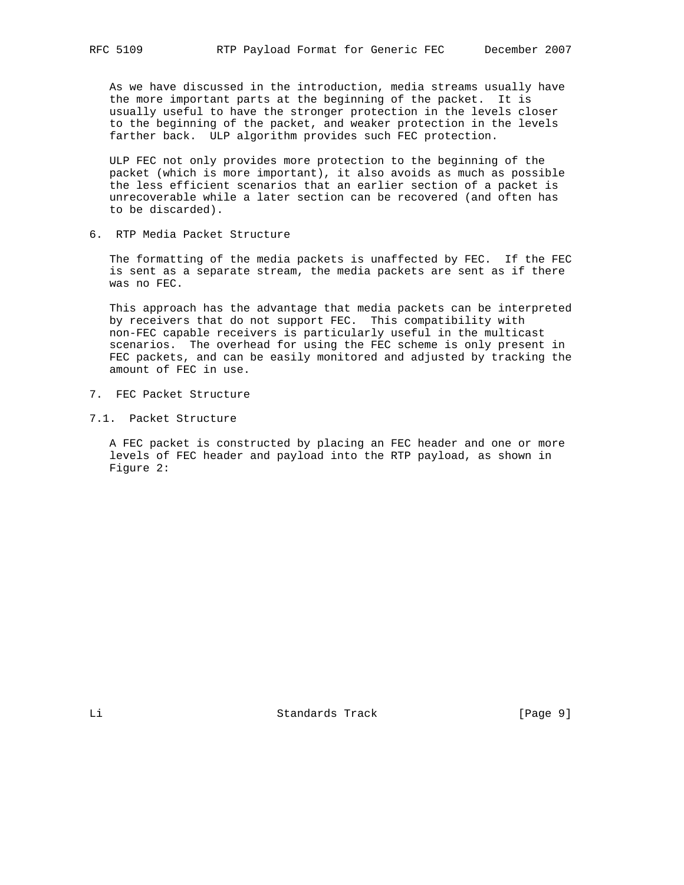As we have discussed in the introduction, media streams usually have the more important parts at the beginning of the packet. It is usually useful to have the stronger protection in the levels closer to the beginning of the packet, and weaker protection in the levels farther back. ULP algorithm provides such FEC protection.

ULP FEC not only provides more protection to the beginning of the packet (which is more important), it also avoids as much as possible the less efficient scenarios that an earlier section of a packet is unrecoverable while a later section can be recovered (and often has to be discarded).

## 6. RTP Media Packet Structure

The formatting of the media packets is unaffected by FEC. If the FEC is sent as a separate stream, the media packets are sent as if there was no FEC.

This approach has the advantage that media packets can be interpreted by receivers that do not support FEC. This compatibility with non-FEC capable receivers is particularly useful in the multicast scenarios. The overhead for using the FEC scheme is only present in FEC packets, and can be easily monitored and adjusted by tracking the amount of FEC in use.

## 7. FEC Packet Structure

### 7.1. Packet Structure

A FEC packet is constructed by placing an FEC header and one or more levels of FEC header and payload into the RTP payload, as shown in Figure 2: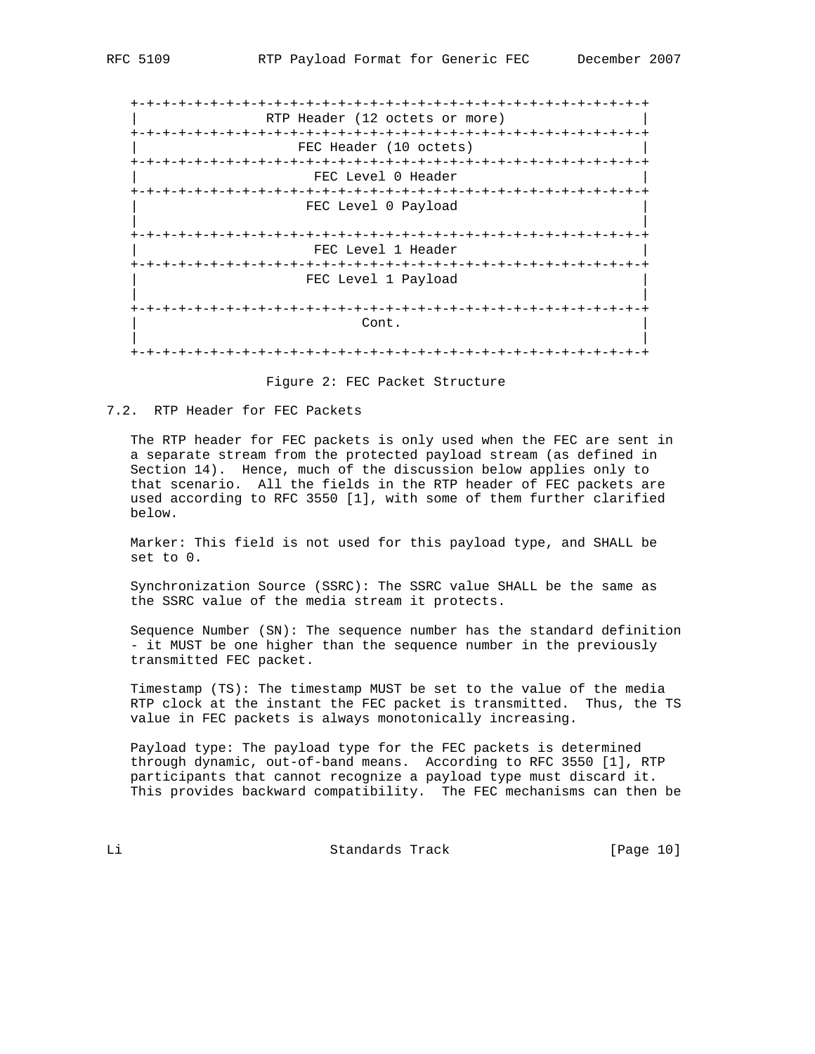```
+-+-+-+-+-+-+-+-+-+-+-+-+-+-+-+-+-+-+-+-+-+-+-+-+-+-+-+-+-+-+-+-+-+
|              RTP Header (12 octets or more)                     |
+-+-+-+-+-+-+-+-+-+-+-+-+-+-+-+-+-+-+-+-+-+-+-+-+-+-+-+-+-+-+-+-+-+
|                  FEC Header (10 octets)                         |
+-+-+-+-+-+-+-+-+-+-+-+-+-+-+-+-+-+-+-+-+-+-+-+-+-+-+-+-+-+-+-+-+-+
|                   FEC Level 0 Header                            |
+-+-+-+-+-+-+-+-+-+-+-+-+-+-+-+-+-+-+-+-+-+-+-+-+-+-+-+-+-+-+-+-+-+
|                   FEC Level 0 Payload                           |
|                                                                 |
+-+-+-+-+-+-+-+-+-+-+-+-+-+-+-+-+-+-+-+-+-+-+-+-+-+-+-+-+-+-+-+-+-+
|                   FEC Level 1 Header                            |
+-+-+-+-+-+-+-+-+-+-+-+-+-+-+-+-+-+-+-+-+-+-+-+-+-+-+-+-+-+-+-+-+-+
|                   FEC Level 1 Payload                           |
|                                                                 |
+-+-+-+-+-+-+-+-+-+-+-+-+-+-+-+-+-+-+-+-+-+-+-+-+-+-+-+-+-+-+-+-+-+
|                          Cont.                                  |
|                                                                 |
+-+-+-+-+-+-+-+-+-+-+-+-+-+-+-+-+-+-+-+-+-+-+-+-+-+-+-+-+-+-+-+-+-+
```

Figure 2: FEC Packet Structure

## 7.2. RTP Header for FEC Packets

The RTP header for FEC packets is only used when the FEC are sent in a separate stream from the protected payload stream (as defined in Section 14). Hence, much of the discussion below applies only to that scenario. All the fields in the RTP header of FEC packets are used according to RFC 3550 [1], with some of them further clarified below.

Marker: This field is not used for this payload type, and SHALL be set to 0.

Synchronization Source (SSRC): The SSRC value SHALL be the same as the SSRC value of the media stream it protects.

Sequence Number (SN): The sequence number has the standard definition - it MUST be one higher than the sequence number in the previously transmitted FEC packet.

Timestamp (TS): The timestamp MUST be set to the value of the media RTP clock at the instant the FEC packet is transmitted. Thus, the TS value in FEC packets is always monotonically increasing.

Payload type: The payload type for the FEC packets is determined through dynamic, out-of-band means. According to RFC 3550 [1], RTP participants that cannot recognize a payload type must discard it. This provides backward compatibility. The FEC mechanisms can then be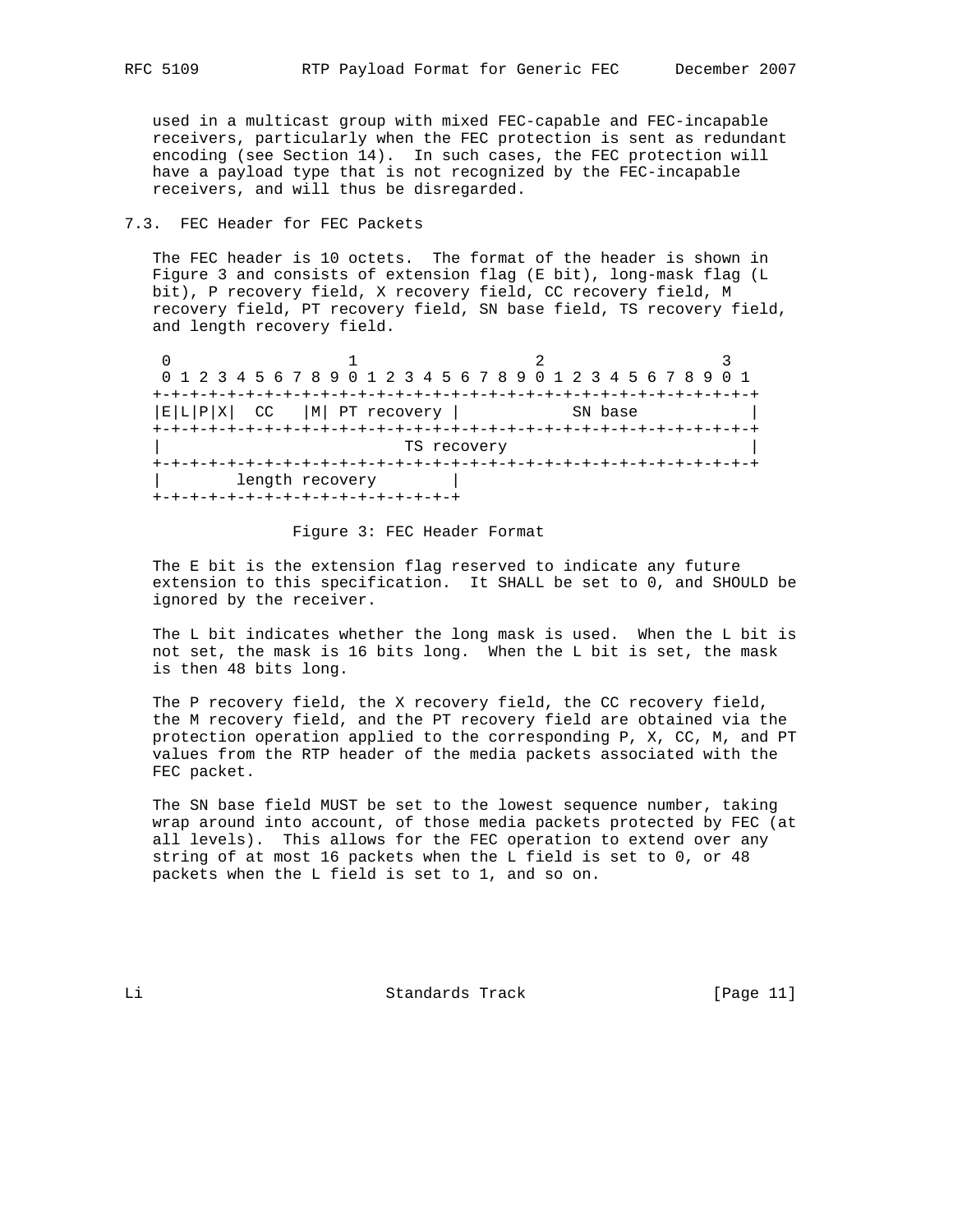used in a multicast group with mixed FEC-capable and FEC-incapable receivers, particularly when the FEC protection is sent as redundant encoding (see Section 14). In such cases, the FEC protection will have a payload type that is not recognized by the FEC-incapable receivers, and will thus be disregarded.

### 7.3. FEC Header for FEC Packets

The FEC header is 10 octets. The format of the header is shown in Figure 3 and consists of extension flag (E bit), long-mask flag (L bit), P recovery field, X recovery field, CC recovery field, M recovery field, PT recovery field, SN base field, TS recovery field, and length recovery field.

```
 0                   1                   2                   3
 0 1 2 3 4 5 6 7 8 9 0 1 2 3 4 5 6 7 8 9 0 1 2 3 4 5 6 7 8 9 0 1
+-+-+-+-+-+-+-+-+-+-+-+-+-+-+-+-+-+-+-+-+-+-+-+-+-+-+-+-+-+-+-+-+
|E|L|P|X|  CC   |M| PT recovery |            SN base            |
+-+-+-+-+-+-+-+-+-+-+-+-+-+-+-+-+-+-+-+-+-+-+-+-+-+-+-+-+-+-+-+-+
|                          TS recovery                          |
+-+-+-+-+-+-+-+-+-+-+-+-+-+-+-+-+-+-+-+-+-+-+-+-+-+-+-+-+-+-+-+-+
|        length recovery        |
+-+-+-+-+-+-+-+-+-+-+-+-+-+-+-+-+
```

Figure 3: FEC Header Format

The E bit is the extension flag reserved to indicate any future extension to this specification. It SHALL be set to 0, and SHOULD be ignored by the receiver.

The L bit indicates whether the long mask is used. When the L bit is not set, the mask is 16 bits long. When the L bit is set, the mask is then 48 bits long.

The P recovery field, the X recovery field, the CC recovery field, the M recovery field, and the PT recovery field are obtained via the protection operation applied to the corresponding P, X, CC, M, and PT values from the RTP header of the media packets associated with the FEC packet.

The SN base field MUST be set to the lowest sequence number, taking wrap around into account, of those media packets protected by FEC (at all levels). This allows for the FEC operation to extend over any string of at most 16 packets when the L field is set to 0, or 48 packets when the L field is set to 1, and so on.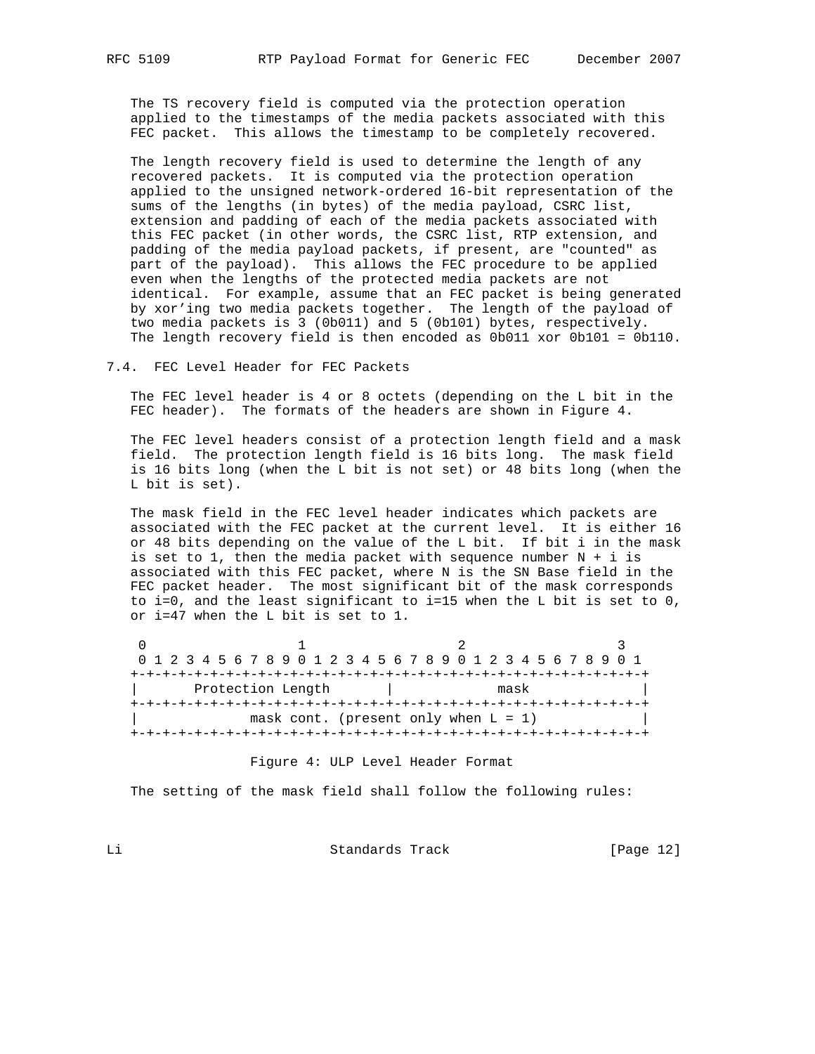The TS recovery field is computed via the protection operation applied to the timestamps of the media packets associated with this FEC packet. This allows the timestamp to be completely recovered.

The length recovery field is used to determine the length of any recovered packets. It is computed via the protection operation applied to the unsigned network-ordered 16-bit representation of the sums of the lengths (in bytes) of the media payload, CSRC list, extension and padding of each of the media packets associated with this FEC packet (in other words, the CSRC list, RTP extension, and padding of the media payload packets, if present, are "counted" as part of the payload). This allows the FEC procedure to be applied even when the lengths of the protected media packets are not identical. For example, assume that an FEC packet is being generated by xor'ing two media packets together. The length of the payload of two media packets is 3 (0b011) and 5 (0b101) bytes, respectively. The length recovery field is then encoded as 0b011 xor 0b101 = 0b110.

### 7.4. FEC Level Header for FEC Packets

The FEC level header is 4 or 8 octets (depending on the L bit in the FEC header). The formats of the headers are shown in Figure 4.

The FEC level headers consist of a protection length field and a mask field. The protection length field is 16 bits long. The mask field is 16 bits long (when the L bit is not set) or 48 bits long (when the L bit is set).

The mask field in the FEC level header indicates which packets are associated with the FEC packet at the current level. It is either 16 or 48 bits depending on the value of the L bit. If bit i in the mask is set to 1, then the media packet with sequence number N + i is associated with this FEC packet, where N is the SN Base field in the FEC packet header. The most significant bit of the mask corresponds to i=0, and the least significant to i=15 when the L bit is set to 0, or i=47 when the L bit is set to 1.

```
 0                   1                   2                   3
 0 1 2 3 4 5 6 7 8 9 0 1 2 3 4 5 6 7 8 9 0 1 2 3 4 5 6 7 8 9 0 1
+-+-+-+-+-+-+-+-+-+-+-+-+-+-+-+-+-+-+-+-+-+-+-+-+-+-+-+-+-+-+-+-+
|       Protection Length       |             mask              |
+-+-+-+-+-+-+-+-+-+-+-+-+-+-+-+-+-+-+-+-+-+-+-+-+-+-+-+-+-+-+-+-+
|              mask cont. (present only when L = 1)             |
+-+-+-+-+-+-+-+-+-+-+-+-+-+-+-+-+-+-+-+-+-+-+-+-+-+-+-+-+-+-+-+-+
```

Figure 4: ULP Level Header Format

The setting of the mask field shall follow the following rules: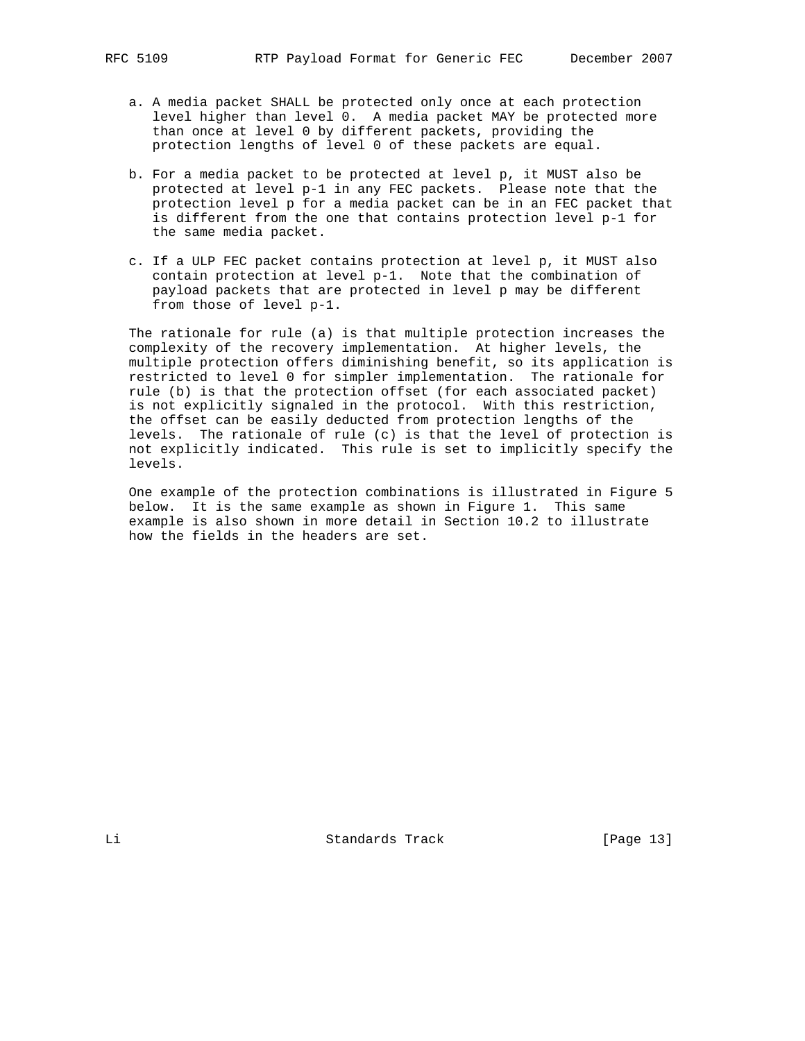a. A media packet SHALL be protected only once at each protection level higher than level 0. A media packet MAY be protected more than once at level 0 by different packets, providing the protection lengths of level 0 of these packets are equal.

b. For a media packet to be protected at level p, it MUST also be protected at level p-1 in any FEC packets. Please note that the protection level p for a media packet can be in an FEC packet that is different from the one that contains protection level p-1 for the same media packet.

c. If a ULP FEC packet contains protection at level p, it MUST also contain protection at level p-1. Note that the combination of payload packets that are protected in level p may be different from those of level p-1.

The rationale for rule (a) is that multiple protection increases the complexity of the recovery implementation. At higher levels, the multiple protection offers diminishing benefit, so its application is restricted to level 0 for simpler implementation. The rationale for rule (b) is that the protection offset (for each associated packet) is not explicitly signaled in the protocol. With this restriction, the offset can be easily deducted from protection lengths of the levels. The rationale of rule (c) is that the level of protection is not explicitly indicated. This rule is set to implicitly specify the levels.

One example of the protection combinations is illustrated in Figure 5 below. It is the same example as shown in Figure 1. This same example is also shown in more detail in Section 10.2 to illustrate how the fields in the headers are set.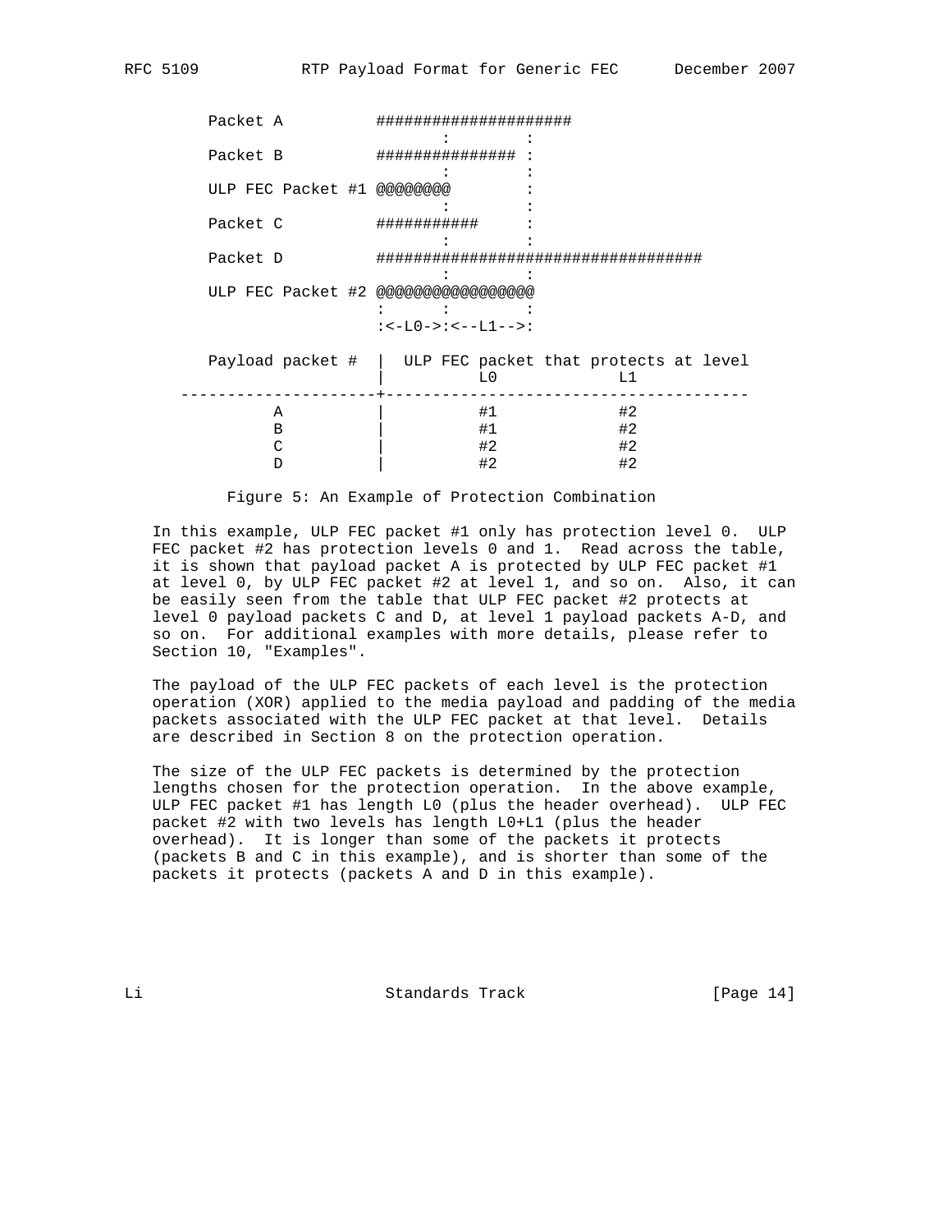```
Packet A          #####################
                          :         :
Packet B          ############### :
                          :         :
ULP FEC Packet #1 @@@@@@@@          :
                          :         :
Packet C          ###########       :
                          :         :
Packet D          ###################################
                          :         :
ULP FEC Packet #2 @@@@@@@@@@@@@@@@@
                  :       :         :
                  :<-L0->:<--L1-->:

Payload packet #  |  ULP FEC packet that protects at level
                  |           L0             L1
---------------------+---------------------------------------
        A         |          #1             #2
        B         |          #1             #2
        C         |          #2             #2
        D         |          #2             #2
```

Figure 5: An Example of Protection Combination

In this example, ULP FEC packet #1 only has protection level 0. ULP FEC packet #2 has protection levels 0 and 1. Read across the table, it is shown that payload packet A is protected by ULP FEC packet #1 at level 0, by ULP FEC packet #2 at level 1, and so on. Also, it can be easily seen from the table that ULP FEC packet #2 protects at level 0 payload packets C and D, at level 1 payload packets A-D, and so on. For additional examples with more details, please refer to Section 10, "Examples".

The payload of the ULP FEC packets of each level is the protection operation (XOR) applied to the media payload and padding of the media packets associated with the ULP FEC packet at that level. Details are described in Section 8 on the protection operation.

The size of the ULP FEC packets is determined by the protection lengths chosen for the protection operation. In the above example, ULP FEC packet #1 has length L0 (plus the header overhead). ULP FEC packet #2 with two levels has length L0+L1 (plus the header overhead). It is longer than some of the packets it protects (packets B and C in this example), and is shorter than some of the packets it protects (packets A and D in this example).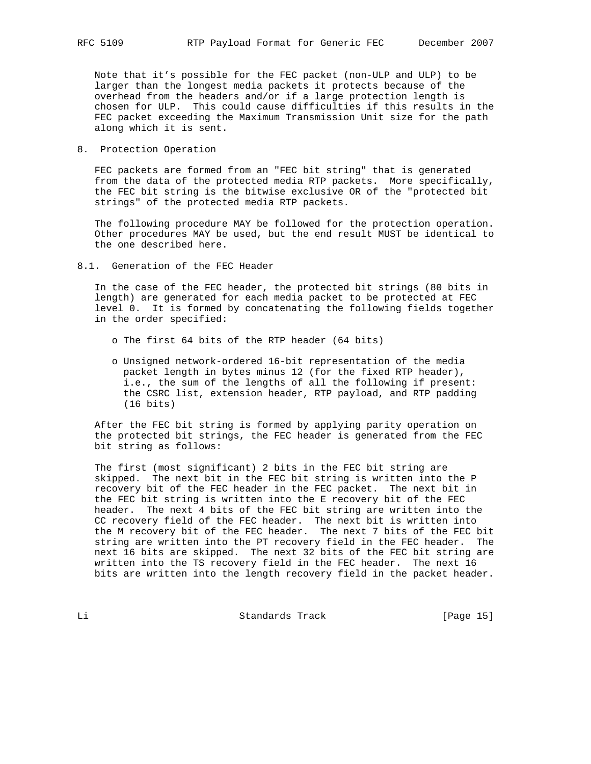Note that it's possible for the FEC packet (non-ULP and ULP) to be larger than the longest media packets it protects because of the overhead from the headers and/or if a large protection length is chosen for ULP. This could cause difficulties if this results in the FEC packet exceeding the Maximum Transmission Unit size for the path along which it is sent.

# 8. Protection Operation

FEC packets are formed from an "FEC bit string" that is generated from the data of the protected media RTP packets. More specifically, the FEC bit string is the bitwise exclusive OR of the "protected bit strings" of the protected media RTP packets.

The following procedure MAY be followed for the protection operation. Other procedures MAY be used, but the end result MUST be identical to the one described here.

## 8.1. Generation of the FEC Header

In the case of the FEC header, the protected bit strings (80 bits in length) are generated for each media packet to be protected at FEC level 0. It is formed by concatenating the following fields together in the order specified:

- The first 64 bits of the RTP header (64 bits)
- Unsigned network-ordered 16-bit representation of the media packet length in bytes minus 12 (for the fixed RTP header), i.e., the sum of the lengths of all the following if present: the CSRC list, extension header, RTP payload, and RTP padding (16 bits)

After the FEC bit string is formed by applying parity operation on the protected bit strings, the FEC header is generated from the FEC bit string as follows:

The first (most significant) 2 bits in the FEC bit string are skipped. The next bit in the FEC bit string is written into the P recovery bit of the FEC header in the FEC packet. The next bit in the FEC bit string is written into the E recovery bit of the FEC header. The next 4 bits of the FEC bit string are written into the CC recovery field of the FEC header. The next bit is written into the M recovery bit of the FEC header. The next 7 bits of the FEC bit string are written into the PT recovery field in the FEC header. The next 16 bits are skipped. The next 32 bits of the FEC bit string are written into the TS recovery field in the FEC header. The next 16 bits are written into the length recovery field in the packet header.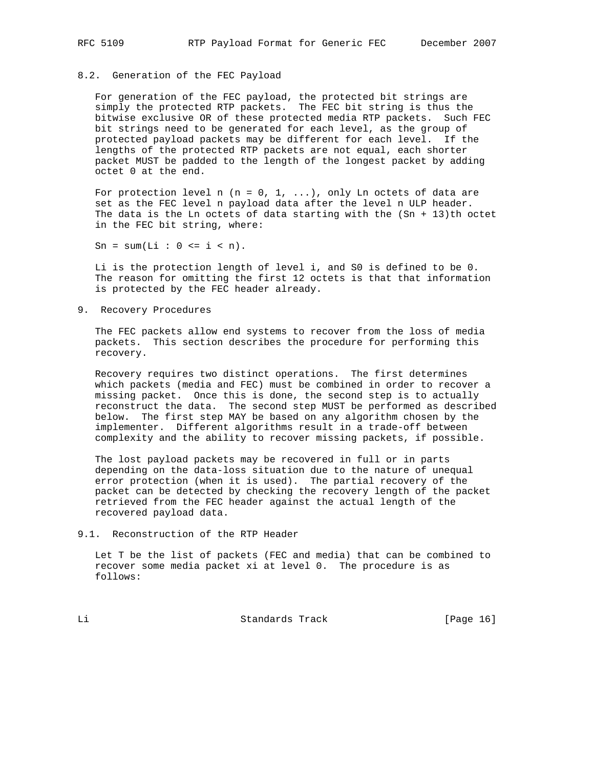### 8.2. Generation of the FEC Payload

For generation of the FEC payload, the protected bit strings are simply the protected RTP packets. The FEC bit string is thus the bitwise exclusive OR of these protected media RTP packets. Such FEC bit strings need to be generated for each level, as the group of protected payload packets may be different for each level. If the lengths of the protected RTP packets are not equal, each shorter packet MUST be padded to the length of the longest packet by adding octet 0 at the end.

For protection level n (n = 0, 1, ...), only Ln octets of data are set as the FEC level n payload data after the level n ULP header. The data is the Ln octets of data starting with the (Sn + 13)th octet in the FEC bit string, where:

```
Sn = sum(Li : 0 <= i < n).
```

Li is the protection length of level i, and S0 is defined to be 0. The reason for omitting the first 12 octets is that that information is protected by the FEC header already.

## 9. Recovery Procedures

The FEC packets allow end systems to recover from the loss of media packets. This section describes the procedure for performing this recovery.

Recovery requires two distinct operations. The first determines which packets (media and FEC) must be combined in order to recover a missing packet. Once this is done, the second step is to actually reconstruct the data. The second step MUST be performed as described below. The first step MAY be based on any algorithm chosen by the implementer. Different algorithms result in a trade-off between complexity and the ability to recover missing packets, if possible.

The lost payload packets may be recovered in full or in parts depending on the data-loss situation due to the nature of unequal error protection (when it is used). The partial recovery of the packet can be detected by checking the recovery length of the packet retrieved from the FEC header against the actual length of the recovered payload data.

### 9.1. Reconstruction of the RTP Header

Let T be the list of packets (FEC and media) that can be combined to recover some media packet xi at level 0. The procedure is as follows: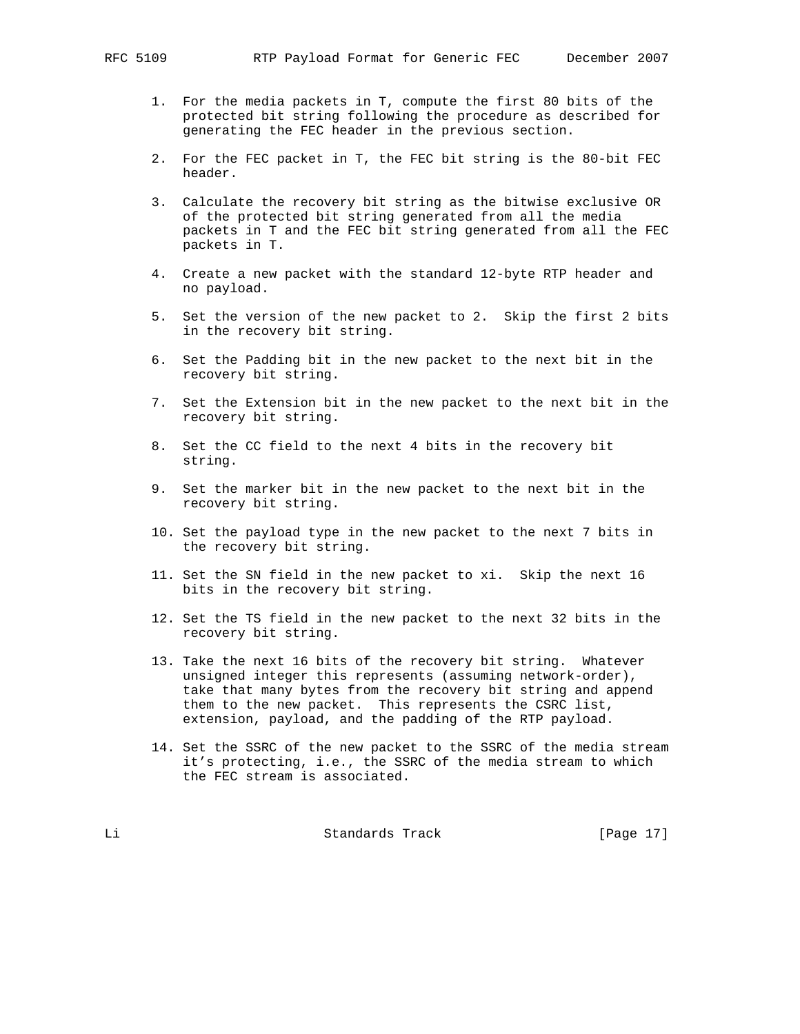1. For the media packets in T, compute the first 80 bits of the protected bit string following the procedure as described for generating the FEC header in the previous section.

2. For the FEC packet in T, the FEC bit string is the 80-bit FEC header.

3. Calculate the recovery bit string as the bitwise exclusive OR of the protected bit string generated from all the media packets in T and the FEC bit string generated from all the FEC packets in T.

4. Create a new packet with the standard 12-byte RTP header and no payload.

5. Set the version of the new packet to 2. Skip the first 2 bits in the recovery bit string.

6. Set the Padding bit in the new packet to the next bit in the recovery bit string.

7. Set the Extension bit in the new packet to the next bit in the recovery bit string.

8. Set the CC field to the next 4 bits in the recovery bit string.

9. Set the marker bit in the new packet to the next bit in the recovery bit string.

10. Set the payload type in the new packet to the next 7 bits in the recovery bit string.

11. Set the SN field in the new packet to xi. Skip the next 16 bits in the recovery bit string.

12. Set the TS field in the new packet to the next 32 bits in the recovery bit string.

13. Take the next 16 bits of the recovery bit string. Whatever unsigned integer this represents (assuming network-order), take that many bytes from the recovery bit string and append them to the new packet. This represents the CSRC list, extension, payload, and the padding of the RTP payload.

14. Set the SSRC of the new packet to the SSRC of the media stream it's protecting, i.e., the SSRC of the media stream to which the FEC stream is associated.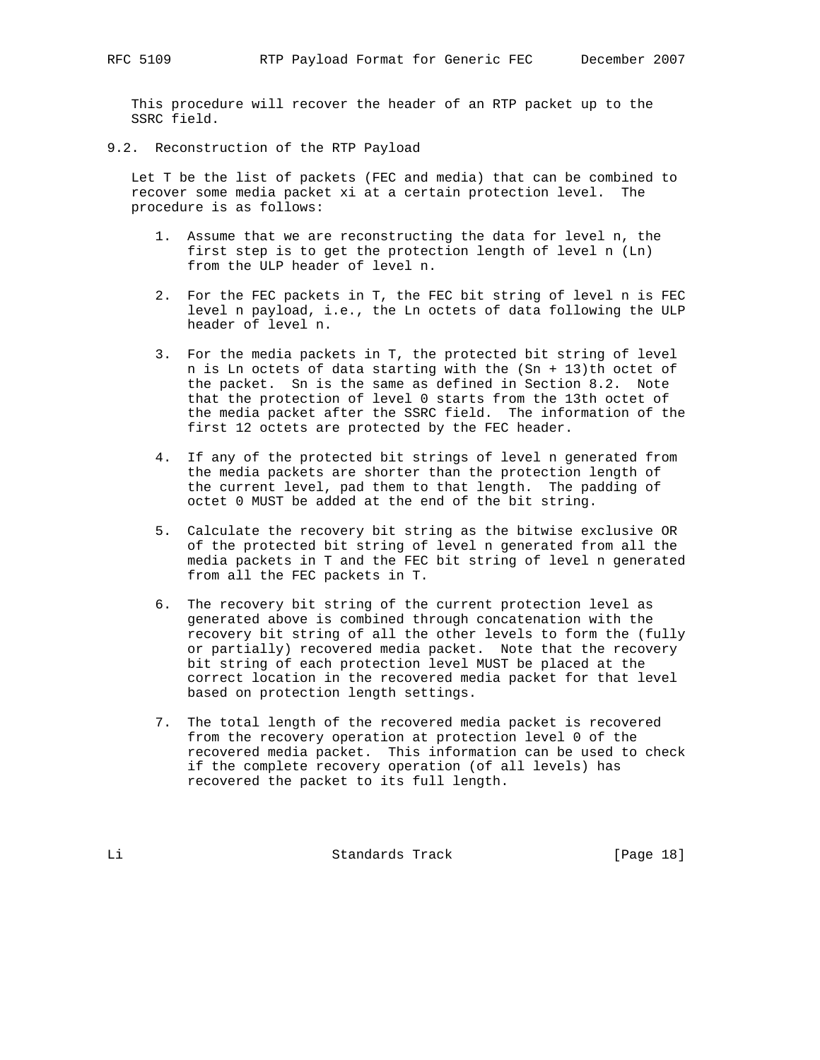This procedure will recover the header of an RTP packet up to the SSRC field.

## 9.2. Reconstruction of the RTP Payload

Let T be the list of packets (FEC and media) that can be combined to recover some media packet xi at a certain protection level. The procedure is as follows:

1. Assume that we are reconstructing the data for level n, the first step is to get the protection length of level n (Ln) from the ULP header of level n.

2. For the FEC packets in T, the FEC bit string of level n is FEC level n payload, i.e., the Ln octets of data following the ULP header of level n.

3. For the media packets in T, the protected bit string of level n is Ln octets of data starting with the (Sn + 13)th octet of the packet. Sn is the same as defined in Section 8.2. Note that the protection of level 0 starts from the 13th octet of the media packet after the SSRC field. The information of the first 12 octets are protected by the FEC header.

4. If any of the protected bit strings of level n generated from the media packets are shorter than the protection length of the current level, pad them to that length. The padding of octet 0 MUST be added at the end of the bit string.

5. Calculate the recovery bit string as the bitwise exclusive OR of the protected bit string of level n generated from all the media packets in T and the FEC bit string of level n generated from all the FEC packets in T.

6. The recovery bit string of the current protection level as generated above is combined through concatenation with the recovery bit string of all the other levels to form the (fully or partially) recovered media packet. Note that the recovery bit string of each protection level MUST be placed at the correct location in the recovered media packet for that level based on protection length settings.

7. The total length of the recovered media packet is recovered from the recovery operation at protection level 0 of the recovered media packet. This information can be used to check if the complete recovery operation (of all levels) has recovered the packet to its full length.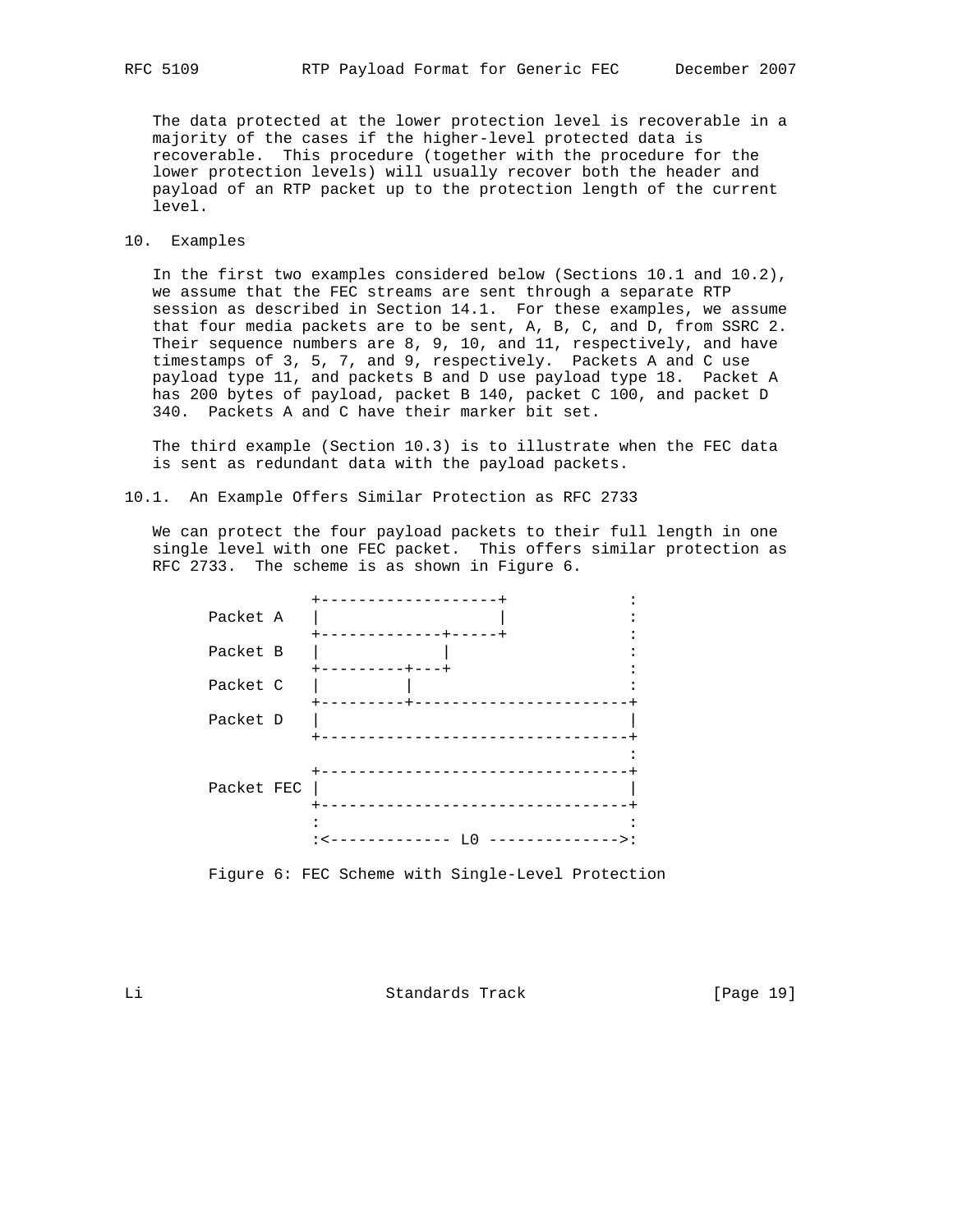The data protected at the lower protection level is recoverable in a majority of the cases if the higher-level protected data is recoverable. This procedure (together with the procedure for the lower protection levels) will usually recover both the header and payload of an RTP packet up to the protection length of the current level.

## 10. Examples

In the first two examples considered below (Sections 10.1 and 10.2), we assume that the FEC streams are sent through a separate RTP session as described in Section 14.1. For these examples, we assume that four media packets are to be sent, A, B, C, and D, from SSRC 2. Their sequence numbers are 8, 9, 10, and 11, respectively, and have timestamps of 3, 5, 7, and 9, respectively. Packets A and C use payload type 11, and packets B and D use payload type 18. Packet A has 200 bytes of payload, packet B 140, packet C 100, and packet D 340. Packets A and C have their marker bit set.

The third example (Section 10.3) is to illustrate when the FEC data is sent as redundant data with the payload packets.

### 10.1. An Example Offers Similar Protection as RFC 2733

We can protect the four payload packets to their full length in one single level with one FEC packet. This offers similar protection as RFC 2733. The scheme is as shown in Figure 6.

```
              +-------------------+             :
   Packet A   |                   |             :
              +-------------+-----+             :
   Packet B   |             |                   :
              +---------+---+                   :
   Packet C   |         |                       :
              +---------+-----------------------+
   Packet D   |                                 |
              +---------------------------------+
                                                :
              +---------------------------------+
   Packet FEC |                                 |
              +---------------------------------+
              :                                 :
              :<------------- L0 -------------->:
```

Figure 6: FEC Scheme with Single-Level Protection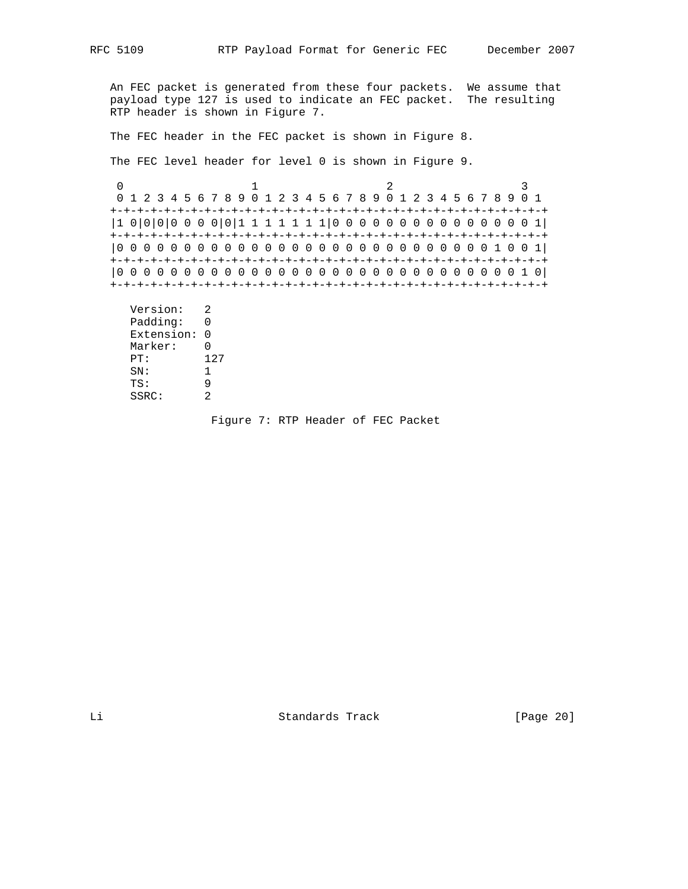An FEC packet is generated from these four packets. We assume that payload type 127 is used to indicate an FEC packet. The resulting RTP header is shown in Figure 7.

The FEC header in the FEC packet is shown in Figure 8.

The FEC level header for level 0 is shown in Figure 9.

```
 0                   1                   2                   3
 0 1 2 3 4 5 6 7 8 9 0 1 2 3 4 5 6 7 8 9 0 1 2 3 4 5 6 7 8 9 0 1
+-+-+-+-+-+-+-+-+-+-+-+-+-+-+-+-+-+-+-+-+-+-+-+-+-+-+-+-+-+-+-+-+
|1 0|0|0|0 0 0 0|0|1 1 1 1 1 1 1|0 0 0 0 0 0 0 0 0 0 0 0 0 0 0 1|
+-+-+-+-+-+-+-+-+-+-+-+-+-+-+-+-+-+-+-+-+-+-+-+-+-+-+-+-+-+-+-+-+
|0 0 0 0 0 0 0 0 0 0 0 0 0 0 0 0 0 0 0 0 0 0 0 0 0 0 0 0 1 0 0 1|
+-+-+-+-+-+-+-+-+-+-+-+-+-+-+-+-+-+-+-+-+-+-+-+-+-+-+-+-+-+-+-+-+
|0 0 0 0 0 0 0 0 0 0 0 0 0 0 0 0 0 0 0 0 0 0 0 0 0 0 0 0 0 0 1 0|
+-+-+-+-+-+-+-+-+-+-+-+-+-+-+-+-+-+-+-+-+-+-+-+-+-+-+-+-+-+-+-+-+

   Version:   2
   Padding:   0
   Extension: 0
   Marker:    0
   PT:        127
   SN:        1
   TS:        9
   SSRC:      2
```

Figure 7: RTP Header of FEC Packet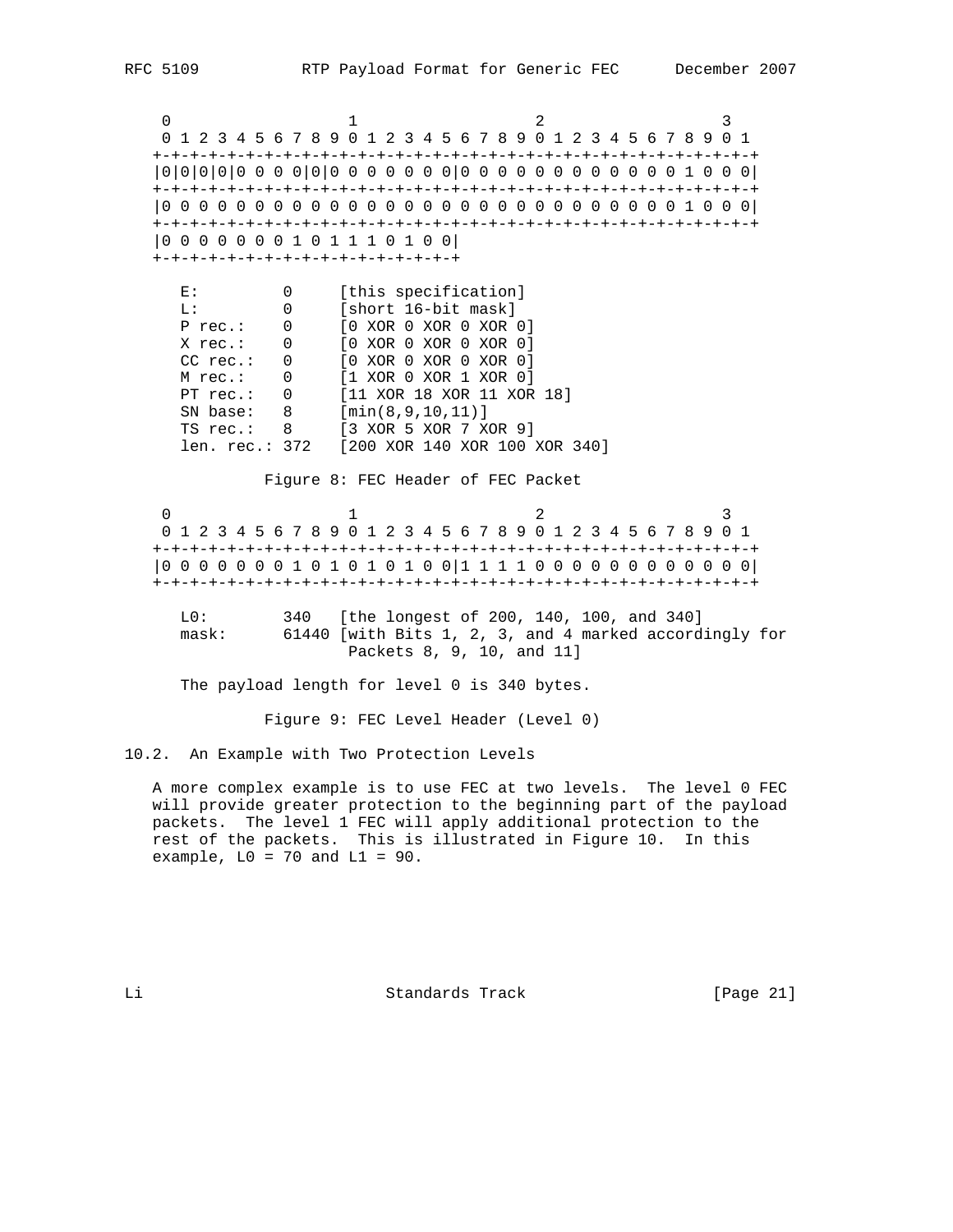```
 0                   1                   2                   3
 0 1 2 3 4 5 6 7 8 9 0 1 2 3 4 5 6 7 8 9 0 1 2 3 4 5 6 7 8 9 0 1
+-+-+-+-+-+-+-+-+-+-+-+-+-+-+-+-+-+-+-+-+-+-+-+-+-+-+-+-+-+-+-+-+
|0|0|0|0|0 0 0 0|0|0 0 0 0 0 0 0|0 0 0 0 0 0 0 0 0 0 0 0 1 0 0 0|
+-+-+-+-+-+-+-+-+-+-+-+-+-+-+-+-+-+-+-+-+-+-+-+-+-+-+-+-+-+-+-+-+
|0 0 0 0 0 0 0 0 0 0 0 0 0 0 0 0 0 0 0 0 0 0 0 0 0 0 0 0 1 0 0 0|
+-+-+-+-+-+-+-+-+-+-+-+-+-+-+-+-+-+-+-+-+-+-+-+-+-+-+-+-+-+-+-+-+
|0 0 0 0 0 0 0 1 0 1 1 1 0 1 0 0|
+-+-+-+-+-+-+-+-+-+-+-+-+-+-+-+-+

   E:         0     [this specification]
   L:         0     [short 16-bit mask]
   P rec.:    0     [0 XOR 0 XOR 0 XOR 0]
   X rec.:    0     [0 XOR 0 XOR 0 XOR 0]
   CC rec.:   0     [0 XOR 0 XOR 0 XOR 0]
   M rec.:    0     [1 XOR 0 XOR 1 XOR 0]
   PT rec.:   0     [11 XOR 18 XOR 11 XOR 18]
   SN base:   8     [min(8,9,10,11)]
   TS rec.:   8     [3 XOR 5 XOR 7 XOR 9]
   len. rec.: 372   [200 XOR 140 XOR 100 XOR 340]
```

Figure 8: FEC Header of FEC Packet

```
 0                   1                   2                   3
 0 1 2 3 4 5 6 7 8 9 0 1 2 3 4 5 6 7 8 9 0 1 2 3 4 5 6 7 8 9 0 1
+-+-+-+-+-+-+-+-+-+-+-+-+-+-+-+-+-+-+-+-+-+-+-+-+-+-+-+-+-+-+-+-+
|0 0 0 0 0 0 0 1 0 1 0 1 0 1 0 0|1 1 1 1 0 0 0 0 0 0 0 0 0 0 0 0|
+-+-+-+-+-+-+-+-+-+-+-+-+-+-+-+-+-+-+-+-+-+-+-+-+-+-+-+-+-+-+-+-+

   L0:        340   [the longest of 200, 140, 100, and 340]
   mask:      61440 [with Bits 1, 2, 3, and 4 marked accordingly for
                     Packets 8, 9, 10, and 11]
```

The payload length for level 0 is 340 bytes.

Figure 9: FEC Level Header (Level 0)

## 10.2. An Example with Two Protection Levels

A more complex example is to use FEC at two levels. The level 0 FEC will provide greater protection to the beginning part of the payload packets. The level 1 FEC will apply additional protection to the rest of the packets. This is illustrated in Figure 10. In this example, L0 = 70 and L1 = 90.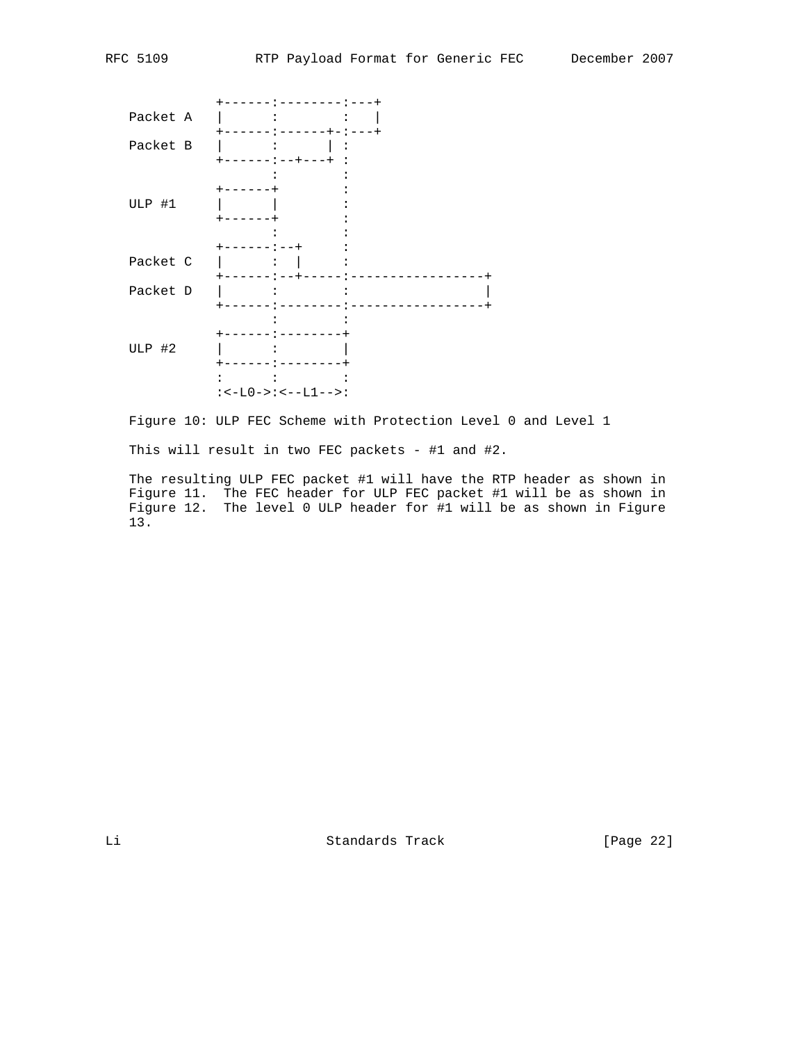```
              +------:--------:---+
   Packet A   |      :        :   |
              +------:------+-:---+
   Packet B   |      :      | :
              +------:--+---+ :
                     :        :
              +------+        :
   ULP #1     |      |        :
              +------+        :
                     :        :
              +------:--+     :
   Packet C   |      :  |     :
              +------:--+-----:-----------------+
   Packet D   |      :        :                 |
              +------:--------:-----------------+
                     :        :
              +------:--------+
   ULP #2     |      :        |
              +------:--------+
              :      :        :
              :<-L0->:<--L1-->:
```

Figure 10: ULP FEC Scheme with Protection Level 0 and Level 1

This will result in two FEC packets - #1 and #2.

The resulting ULP FEC packet #1 will have the RTP header as shown in Figure 11. The FEC header for ULP FEC packet #1 will be as shown in Figure 12. The level 0 ULP header for #1 will be as shown in Figure 13.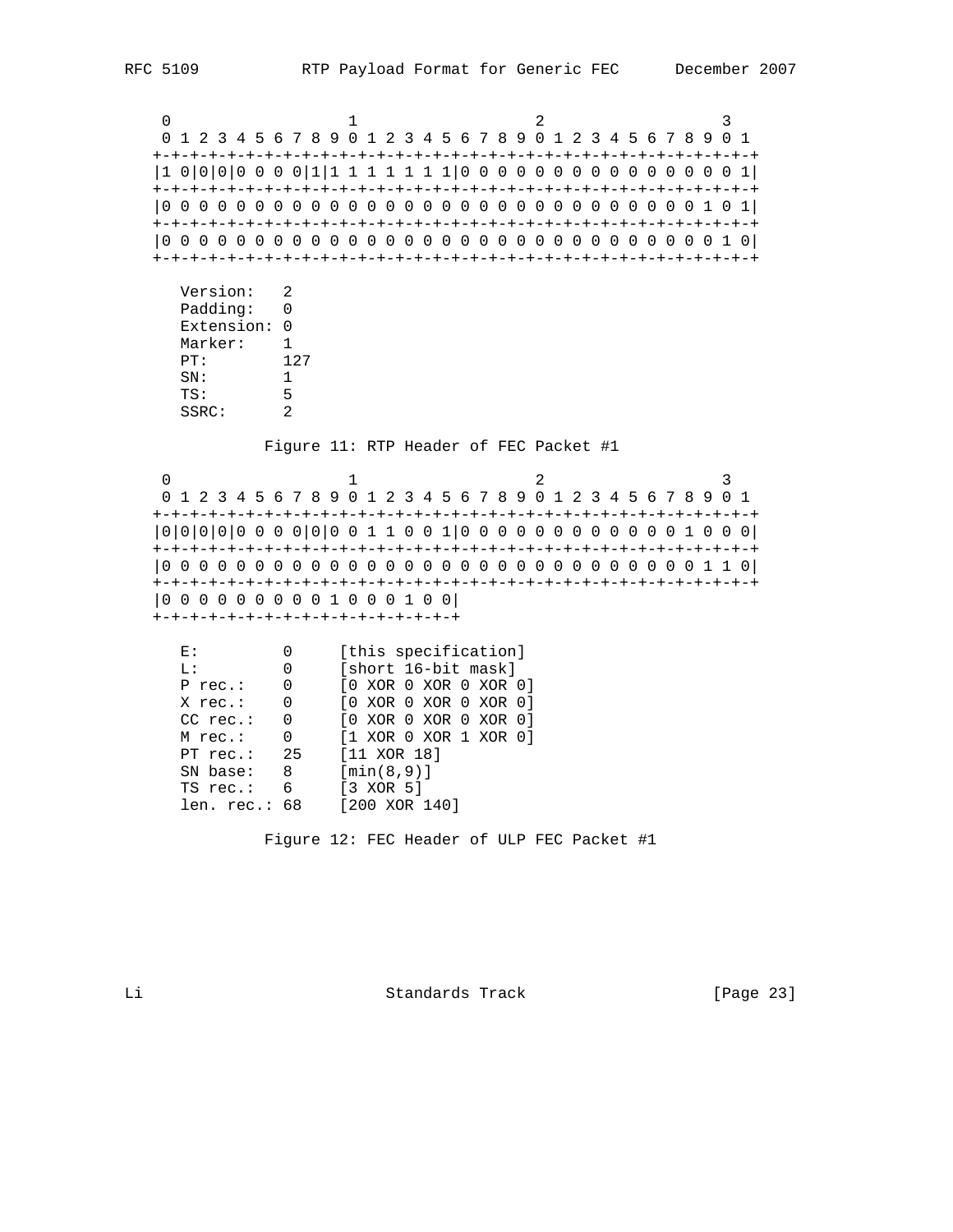```
    0                   1                   2                   3
    0 1 2 3 4 5 6 7 8 9 0 1 2 3 4 5 6 7 8 9 0 1 2 3 4 5 6 7 8 9 0 1
   +-+-+-+-+-+-+-+-+-+-+-+-+-+-+-+-+-+-+-+-+-+-+-+-+-+-+-+-+-+-+-+-+
   |1 0|0|0|0 0 0 0|1|1 1 1 1 1 1 1|0 0 0 0 0 0 0 0 0 0 0 0 0 0 0 1|
   +-+-+-+-+-+-+-+-+-+-+-+-+-+-+-+-+-+-+-+-+-+-+-+-+-+-+-+-+-+-+-+-+
   |0 0 0 0 0 0 0 0 0 0 0 0 0 0 0 0 0 0 0 0 0 0 0 0 0 0 0 0 0 1 0 1|
   +-+-+-+-+-+-+-+-+-+-+-+-+-+-+-+-+-+-+-+-+-+-+-+-+-+-+-+-+-+-+-+-+
   |0 0 0 0 0 0 0 0 0 0 0 0 0 0 0 0 0 0 0 0 0 0 0 0 0 0 0 0 0 0 1 0|
   +-+-+-+-+-+-+-+-+-+-+-+-+-+-+-+-+-+-+-+-+-+-+-+-+-+-+-+-+-+-+-+-+

     Version:   2
     Padding:   0
     Extension: 0
     Marker:    1
     PT:        127
     SN:        1
     TS:        5
     SSRC:      2
```

Figure 11: RTP Header of FEC Packet #1

```
    0                   1                   2                   3
    0 1 2 3 4 5 6 7 8 9 0 1 2 3 4 5 6 7 8 9 0 1 2 3 4 5 6 7 8 9 0 1
   +-+-+-+-+-+-+-+-+-+-+-+-+-+-+-+-+-+-+-+-+-+-+-+-+-+-+-+-+-+-+-+-+
   |0|0|0|0|0 0 0 0|0|0 0 1 1 0 0 1|0 0 0 0 0 0 0 0 0 0 0 0 1 0 0 0|
   +-+-+-+-+-+-+-+-+-+-+-+-+-+-+-+-+-+-+-+-+-+-+-+-+-+-+-+-+-+-+-+-+
   |0 0 0 0 0 0 0 0 0 0 0 0 0 0 0 0 0 0 0 0 0 0 0 0 0 0 0 0 0 1 1 0|
   +-+-+-+-+-+-+-+-+-+-+-+-+-+-+-+-+-+-+-+-+-+-+-+-+-+-+-+-+-+-+-+-+
   |0 0 0 0 0 0 0 0 0 1 0 0 0 1 0 0|
   +-+-+-+-+-+-+-+-+-+-+-+-+-+-+-+-+

     E:         0     [this specification]
     L:         0     [short 16-bit mask]
     P rec.:    0     [0 XOR 0 XOR 0 XOR 0]
     X rec.:    0     [0 XOR 0 XOR 0 XOR 0]
     CC rec.:   0     [0 XOR 0 XOR 0 XOR 0]
     M rec.:    0     [1 XOR 0 XOR 1 XOR 0]
     PT rec.:   25    [11 XOR 18]
     SN base:   8     [min(8,9)]
     TS rec.:   6     [3 XOR 5]
     len. rec.: 68    [200 XOR 140]
```

Figure 12: FEC Header of ULP FEC Packet #1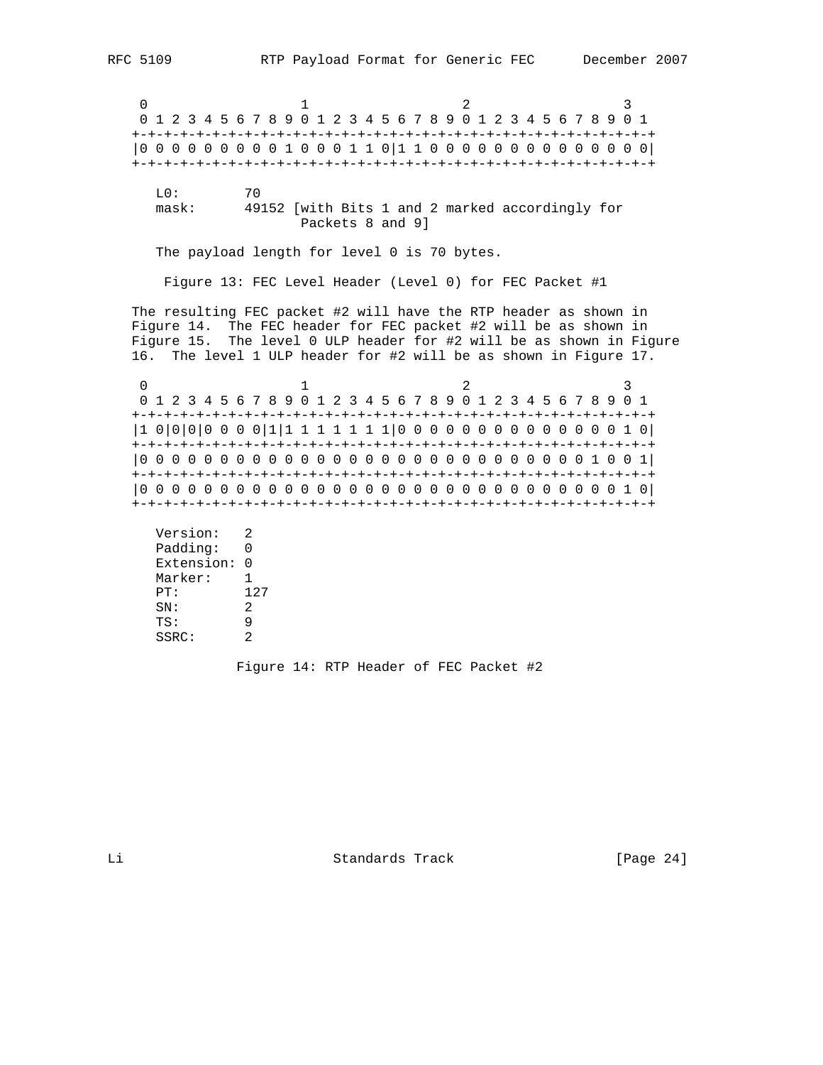```
 0                   1                   2                   3
 0 1 2 3 4 5 6 7 8 9 0 1 2 3 4 5 6 7 8 9 0 1 2 3 4 5 6 7 8 9 0 1
+-+-+-+-+-+-+-+-+-+-+-+-+-+-+-+-+-+-+-+-+-+-+-+-+-+-+-+-+-+-+-+-+
|0 0 0 0 0 0 0 0 0 1 0 0 0 1 1 0|1 1 0 0 0 0 0 0 0 0 0 0 0 0 0 0|
+-+-+-+-+-+-+-+-+-+-+-+-+-+-+-+-+-+-+-+-+-+-+-+-+-+-+-+-+-+-+-+-+

   L0:        70
   mask:      49152 [with Bits 1 and 2 marked accordingly for
                        Packets 8 and 9]

   The payload length for level 0 is 70 bytes.
```

Figure 13: FEC Level Header (Level 0) for FEC Packet #1

The resulting FEC packet #2 will have the RTP header as shown in Figure 14. The FEC header for FEC packet #2 will be as shown in Figure 15. The level 0 ULP header for #2 will be as shown in Figure 16. The level 1 ULP header for #2 will be as shown in Figure 17.

```
 0                   1                   2                   3
 0 1 2 3 4 5 6 7 8 9 0 1 2 3 4 5 6 7 8 9 0 1 2 3 4 5 6 7 8 9 0 1
+-+-+-+-+-+-+-+-+-+-+-+-+-+-+-+-+-+-+-+-+-+-+-+-+-+-+-+-+-+-+-+-+
|1 0|0|0|0 0 0 0|1|1 1 1 1 1 1 1|0 0 0 0 0 0 0 0 0 0 0 0 0 0 1 0|
+-+-+-+-+-+-+-+-+-+-+-+-+-+-+-+-+-+-+-+-+-+-+-+-+-+-+-+-+-+-+-+-+
|0 0 0 0 0 0 0 0 0 0 0 0 0 0 0 0 0 0 0 0 0 0 0 0 0 0 0 0 1 0 0 1|
+-+-+-+-+-+-+-+-+-+-+-+-+-+-+-+-+-+-+-+-+-+-+-+-+-+-+-+-+-+-+-+-+
|0 0 0 0 0 0 0 0 0 0 0 0 0 0 0 0 0 0 0 0 0 0 0 0 0 0 0 0 0 0 1 0|
+-+-+-+-+-+-+-+-+-+-+-+-+-+-+-+-+-+-+-+-+-+-+-+-+-+-+-+-+-+-+-+-+

   Version:   2
   Padding:   0
   Extension: 0
   Marker:    1
   PT:        127
   SN:        2
   TS:        9
   SSRC:      2
```

Figure 14: RTP Header of FEC Packet #2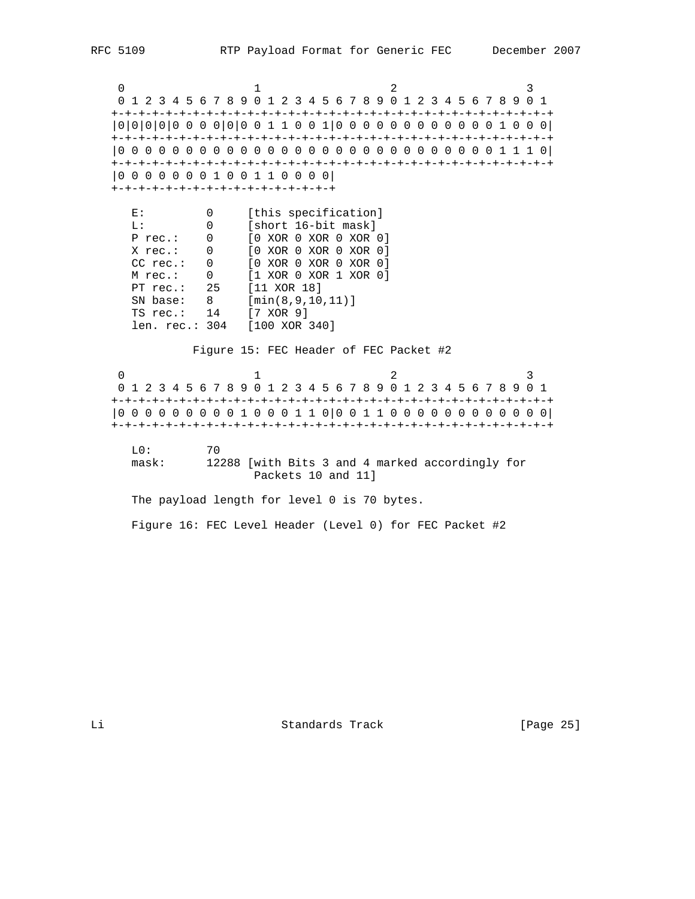```
    0                   1                   2                   3
    0 1 2 3 4 5 6 7 8 9 0 1 2 3 4 5 6 7 8 9 0 1 2 3 4 5 6 7 8 9 0 1
   +-+-+-+-+-+-+-+-+-+-+-+-+-+-+-+-+-+-+-+-+-+-+-+-+-+-+-+-+-+-+-+-+
   |0|0|0|0|0 0 0 0|0|0 0 1 1 0 0 1|0 0 0 0 0 0 0 0 0 0 0 0 1 0 0 0|
   +-+-+-+-+-+-+-+-+-+-+-+-+-+-+-+-+-+-+-+-+-+-+-+-+-+-+-+-+-+-+-+-+
   |0 0 0 0 0 0 0 0 0 0 0 0 0 0 0 0 0 0 0 0 0 0 0 0 0 0 0 0 1 1 1 0|
   +-+-+-+-+-+-+-+-+-+-+-+-+-+-+-+-+-+-+-+-+-+-+-+-+-+-+-+-+-+-+-+-+
   |0 0 0 0 0 0 0 1 0 0 1 1 0 0 0 0|
   +-+-+-+-+-+-+-+-+-+-+-+-+-+-+-+-+

     E:         0     [this specification]
     L:         0     [short 16-bit mask]
     P rec.:    0     [0 XOR 0 XOR 0 XOR 0]
     X rec.:    0     [0 XOR 0 XOR 0 XOR 0]
     CC rec.:   0     [0 XOR 0 XOR 0 XOR 0]
     M rec.:    0     [1 XOR 0 XOR 1 XOR 0]
     PT rec.:   25    [11 XOR 18]
     SN base:   8     [min(8,9,10,11)]
     TS rec.:   14    [7 XOR 9]
     len. rec.: 304   [100 XOR 340]
```

Figure 15: FEC Header of FEC Packet #2

```
    0                   1                   2                   3
    0 1 2 3 4 5 6 7 8 9 0 1 2 3 4 5 6 7 8 9 0 1 2 3 4 5 6 7 8 9 0 1
   +-+-+-+-+-+-+-+-+-+-+-+-+-+-+-+-+-+-+-+-+-+-+-+-+-+-+-+-+-+-+-+-+
   |0 0 0 0 0 0 0 0 0 1 0 0 0 1 1 0|0 0 1 1 0 0 0 0 0 0 0 0 0 0 0 0|
   +-+-+-+-+-+-+-+-+-+-+-+-+-+-+-+-+-+-+-+-+-+-+-+-+-+-+-+-+-+-+-+-+

     L0:        70
     mask:      12288 [with Bits 3 and 4 marked accordingly for
                       Packets 10 and 11]
```

The payload length for level 0 is 70 bytes.

Figure 16: FEC Level Header (Level 0) for FEC Packet #2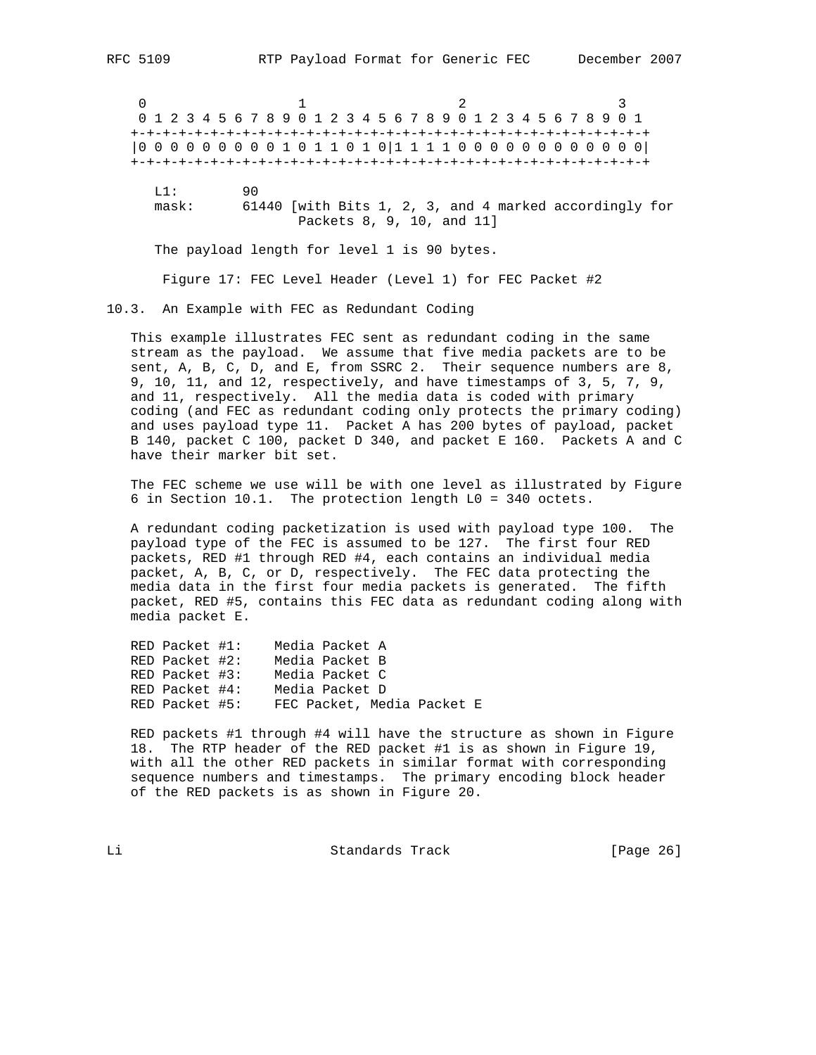```
    0                   1                   2                   3
    0 1 2 3 4 5 6 7 8 9 0 1 2 3 4 5 6 7 8 9 0 1 2 3 4 5 6 7 8 9 0 1
   +-+-+-+-+-+-+-+-+-+-+-+-+-+-+-+-+-+-+-+-+-+-+-+-+-+-+-+-+-+-+-+-+
   |0 0 0 0 0 0 0 0 0 1 0 1 1 0 1 0|1 1 1 1 0 0 0 0 0 0 0 0 0 0 0 0|
   +-+-+-+-+-+-+-+-+-+-+-+-+-+-+-+-+-+-+-+-+-+-+-+-+-+-+-+-+-+-+-+-+

      L1:        90
      mask:      61440 [with Bits 1, 2, 3, and 4 marked accordingly for
                       Packets 8, 9, 10, and 11]
```

The payload length for level 1 is 90 bytes.

Figure 17: FEC Level Header (Level 1) for FEC Packet #2

### 10.3. An Example with FEC as Redundant Coding

This example illustrates FEC sent as redundant coding in the same stream as the payload. We assume that five media packets are to be sent, A, B, C, D, and E, from SSRC 2. Their sequence numbers are 8, 9, 10, 11, and 12, respectively, and have timestamps of 3, 5, 7, 9, and 11, respectively. All the media data is coded with primary coding (and FEC as redundant coding only protects the primary coding) and uses payload type 11. Packet A has 200 bytes of payload, packet B 140, packet C 100, packet D 340, and packet E 160. Packets A and C have their marker bit set.

The FEC scheme we use will be with one level as illustrated by Figure 6 in Section 10.1. The protection length L0 = 340 octets.

A redundant coding packetization is used with payload type 100. The payload type of the FEC is assumed to be 127. The first four RED packets, RED #1 through RED #4, each contains an individual media packet, A, B, C, or D, respectively. The FEC data protecting the media data in the first four media packets is generated. The fifth packet, RED #5, contains this FEC data as redundant coding along with media packet E.

```
RED Packet #1:    Media Packet A
RED Packet #2:    Media Packet B
RED Packet #3:    Media Packet C
RED Packet #4:    Media Packet D
RED Packet #5:    FEC Packet, Media Packet E
```

RED packets #1 through #4 will have the structure as shown in Figure 18. The RTP header of the RED packet #1 is as shown in Figure 19, with all the other RED packets in similar format with corresponding sequence numbers and timestamps. The primary encoding block header of the RED packets is as shown in Figure 20.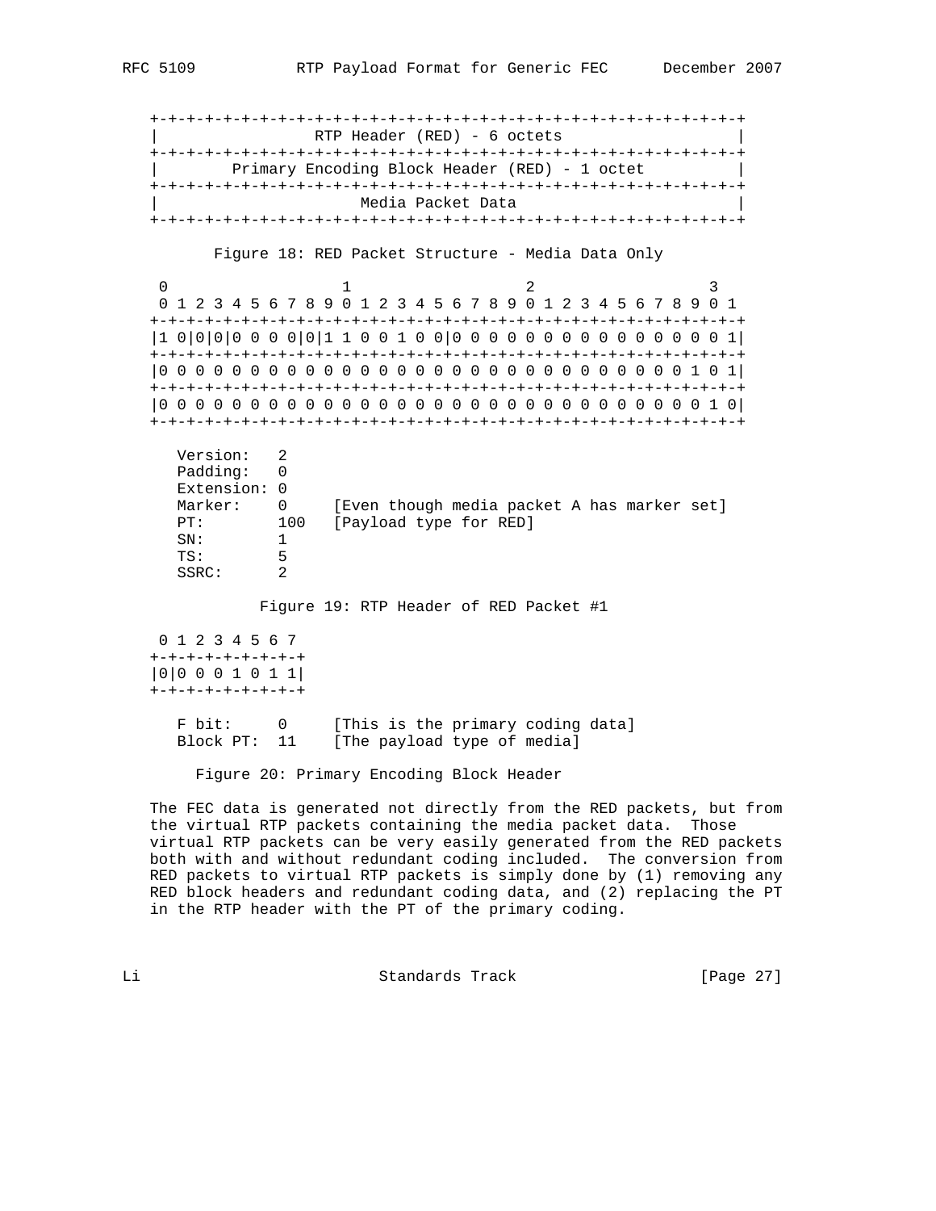```
+-+-+-+-+-+-+-+-+-+-+-+-+-+-+-+-+-+-+-+-+-+-+-+-+-+-+-+-+-+-+-+-+-+
|                  RTP Header (RED) - 6 octets                      |
+-+-+-+-+-+-+-+-+-+-+-+-+-+-+-+-+-+-+-+-+-+-+-+-+-+-+-+-+-+-+-+-+-+
|        Primary Encoding Block Header (RED) - 1 octet              |
+-+-+-+-+-+-+-+-+-+-+-+-+-+-+-+-+-+-+-+-+-+-+-+-+-+-+-+-+-+-+-+-+-+
|                       Media Packet Data                           |
+-+-+-+-+-+-+-+-+-+-+-+-+-+-+-+-+-+-+-+-+-+-+-+-+-+-+-+-+-+-+-+-+-+
```

Figure 18: RED Packet Structure - Media Data Only

```
 0                   1                   2                   3
 0 1 2 3 4 5 6 7 8 9 0 1 2 3 4 5 6 7 8 9 0 1 2 3 4 5 6 7 8 9 0 1
+-+-+-+-+-+-+-+-+-+-+-+-+-+-+-+-+-+-+-+-+-+-+-+-+-+-+-+-+-+-+-+-+
|1 0|0|0|0 0 0 0|0|1 1 0 0 1 0 0|0 0 0 0 0 0 0 0 0 0 0 0 0 0 0 1|
+-+-+-+-+-+-+-+-+-+-+-+-+-+-+-+-+-+-+-+-+-+-+-+-+-+-+-+-+-+-+-+-+
|0 0 0 0 0 0 0 0 0 0 0 0 0 0 0 0 0 0 0 0 0 0 0 0 0 0 0 0 0 1 0 1|
+-+-+-+-+-+-+-+-+-+-+-+-+-+-+-+-+-+-+-+-+-+-+-+-+-+-+-+-+-+-+-+-+
|0 0 0 0 0 0 0 0 0 0 0 0 0 0 0 0 0 0 0 0 0 0 0 0 0 0 0 0 0 0 1 0|
+-+-+-+-+-+-+-+-+-+-+-+-+-+-+-+-+-+-+-+-+-+-+-+-+-+-+-+-+-+-+-+-+

   Version:   2
   Padding:   0
   Extension: 0
   Marker:    0     [Even though media packet A has marker set]
   PT:        100   [Payload type for RED]
   SN:        1
   TS:        5
   SSRC:      2
```

Figure 19: RTP Header of RED Packet #1

```
 0 1 2 3 4 5 6 7
+-+-+-+-+-+-+-+-+
|0|0 0 0 1 0 1 1|
+-+-+-+-+-+-+-+-+

   F bit:     0     [This is the primary coding data]
   Block PT:  11    [The payload type of media]
```

Figure 20: Primary Encoding Block Header

The FEC data is generated not directly from the RED packets, but from the virtual RTP packets containing the media packet data. Those virtual RTP packets can be very easily generated from the RED packets both with and without redundant coding included. The conversion from RED packets to virtual RTP packets is simply done by (1) removing any RED block headers and redundant coding data, and (2) replacing the PT in the RTP header with the PT of the primary coding.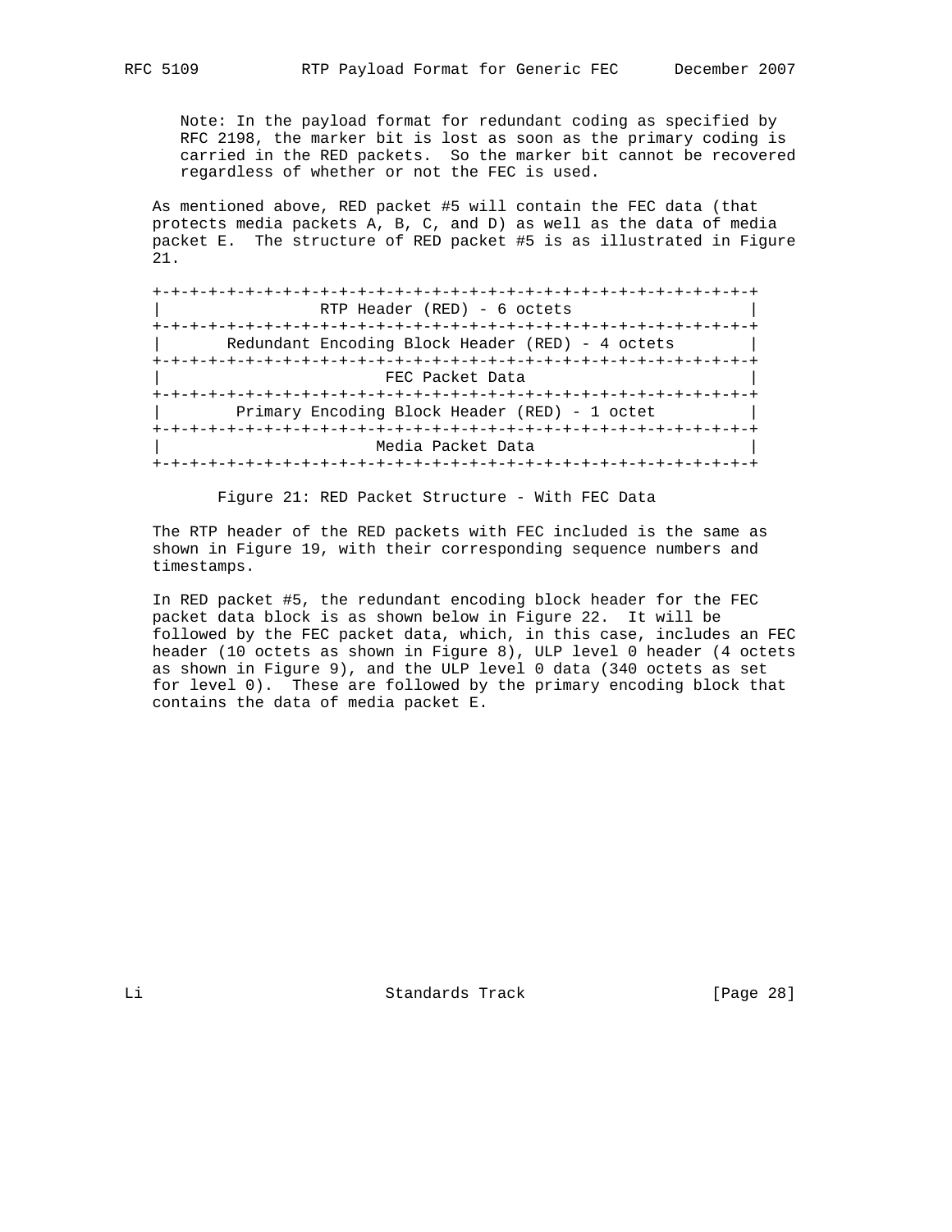Note: In the payload format for redundant coding as specified by RFC 2198, the marker bit is lost as soon as the primary coding is carried in the RED packets. So the marker bit cannot be recovered regardless of whether or not the FEC is used.

As mentioned above, RED packet #5 will contain the FEC data (that protects media packets A, B, C, and D) as well as the data of media packet E. The structure of RED packet #5 is as illustrated in Figure 21.

```
+-+-+-+-+-+-+-+-+-+-+-+-+-+-+-+-+-+-+-+-+-+-+-+-+-+-+-+-+-+-+-+-+
|                 RTP Header (RED) - 6 octets                     |
+-+-+-+-+-+-+-+-+-+-+-+-+-+-+-+-+-+-+-+-+-+-+-+-+-+-+-+-+-+-+-+-+
|       Redundant Encoding Block Header (RED) - 4 octets          |
+-+-+-+-+-+-+-+-+-+-+-+-+-+-+-+-+-+-+-+-+-+-+-+-+-+-+-+-+-+-+-+-+
|                        FEC Packet Data                          |
+-+-+-+-+-+-+-+-+-+-+-+-+-+-+-+-+-+-+-+-+-+-+-+-+-+-+-+-+-+-+-+-+
|        Primary Encoding Block Header (RED) - 1 octet            |
+-+-+-+-+-+-+-+-+-+-+-+-+-+-+-+-+-+-+-+-+-+-+-+-+-+-+-+-+-+-+-+-+
|                       Media Packet Data                         |
+-+-+-+-+-+-+-+-+-+-+-+-+-+-+-+-+-+-+-+-+-+-+-+-+-+-+-+-+-+-+-+-+
```

Figure 21: RED Packet Structure - With FEC Data

The RTP header of the RED packets with FEC included is the same as shown in Figure 19, with their corresponding sequence numbers and timestamps.

In RED packet #5, the redundant encoding block header for the FEC packet data block is as shown below in Figure 22. It will be followed by the FEC packet data, which, in this case, includes an FEC header (10 octets as shown in Figure 8), ULP level 0 header (4 octets as shown in Figure 9), and the ULP level 0 data (340 octets as set for level 0). These are followed by the primary encoding block that contains the data of media packet E.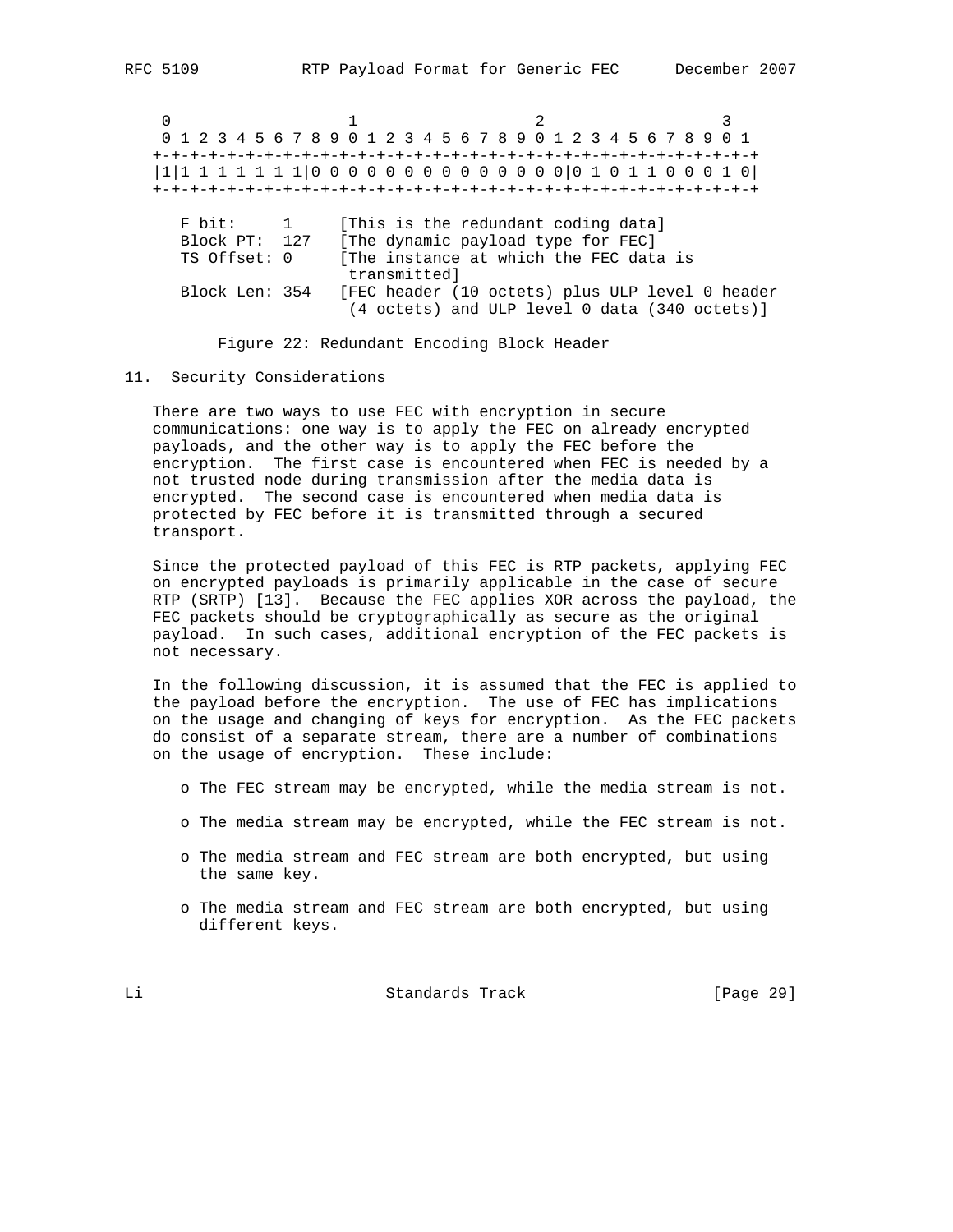```
 0                   1                   2                   3
 0 1 2 3 4 5 6 7 8 9 0 1 2 3 4 5 6 7 8 9 0 1 2 3 4 5 6 7 8 9 0 1
+-+-+-+-+-+-+-+-+-+-+-+-+-+-+-+-+-+-+-+-+-+-+-+-+-+-+-+-+-+-+-+-+
|1|1 1 1 1 1 1 1|0 0 0 0 0 0 0 0 0 0 0 0 0 0|0 1 0 1 1 0 0 0 1 0|
+-+-+-+-+-+-+-+-+-+-+-+-+-+-+-+-+-+-+-+-+-+-+-+-+-+-+-+-+-+-+-+-+

   F bit:     1     [This is the redundant coding data]
   Block PT:  127   [The dynamic payload type for FEC]
   TS Offset: 0     [The instance at which the FEC data is
                     transmitted]
   Block Len: 354   [FEC header (10 octets) plus ULP level 0 header
                     (4 octets) and ULP level 0 data (340 octets)]
```

Figure 22: Redundant Encoding Block Header

## 11. Security Considerations

There are two ways to use FEC with encryption in secure communications: one way is to apply the FEC on already encrypted payloads, and the other way is to apply the FEC before the encryption. The first case is encountered when FEC is needed by a not trusted node during transmission after the media data is encrypted. The second case is encountered when media data is protected by FEC before it is transmitted through a secured transport.

Since the protected payload of this FEC is RTP packets, applying FEC on encrypted payloads is primarily applicable in the case of secure RTP (SRTP) [13]. Because the FEC applies XOR across the payload, the FEC packets should be cryptographically as secure as the original payload. In such cases, additional encryption of the FEC packets is not necessary.

In the following discussion, it is assumed that the FEC is applied to the payload before the encryption. The use of FEC has implications on the usage and changing of keys for encryption. As the FEC packets do consist of a separate stream, there are a number of combinations on the usage of encryption. These include:

- The FEC stream may be encrypted, while the media stream is not.
- The media stream may be encrypted, while the FEC stream is not.
- The media stream and FEC stream are both encrypted, but using the same key.
- The media stream and FEC stream are both encrypted, but using different keys.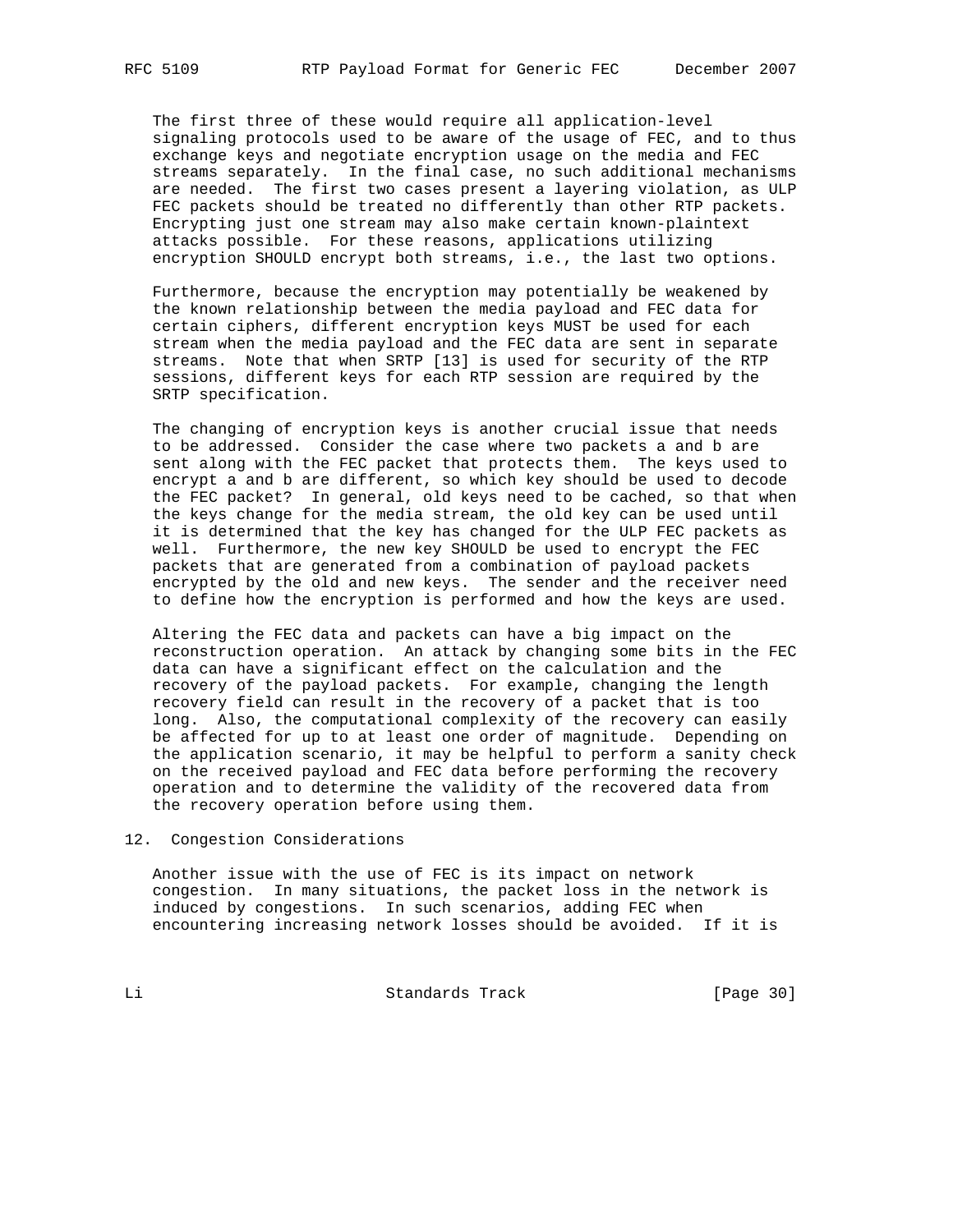The first three of these would require all application-level signaling protocols used to be aware of the usage of FEC, and to thus exchange keys and negotiate encryption usage on the media and FEC streams separately. In the final case, no such additional mechanisms are needed. The first two cases present a layering violation, as ULP FEC packets should be treated no differently than other RTP packets. Encrypting just one stream may also make certain known-plaintext attacks possible. For these reasons, applications utilizing encryption SHOULD encrypt both streams, i.e., the last two options.

Furthermore, because the encryption may potentially be weakened by the known relationship between the media payload and FEC data for certain ciphers, different encryption keys MUST be used for each stream when the media payload and the FEC data are sent in separate streams. Note that when SRTP [13] is used for security of the RTP sessions, different keys for each RTP session are required by the SRTP specification.

The changing of encryption keys is another crucial issue that needs to be addressed. Consider the case where two packets a and b are sent along with the FEC packet that protects them. The keys used to encrypt a and b are different, so which key should be used to decode the FEC packet? In general, old keys need to be cached, so that when the keys change for the media stream, the old key can be used until it is determined that the key has changed for the ULP FEC packets as well. Furthermore, the new key SHOULD be used to encrypt the FEC packets that are generated from a combination of payload packets encrypted by the old and new keys. The sender and the receiver need to define how the encryption is performed and how the keys are used.

Altering the FEC data and packets can have a big impact on the reconstruction operation. An attack by changing some bits in the FEC data can have a significant effect on the calculation and the recovery of the payload packets. For example, changing the length recovery field can result in the recovery of a packet that is too long. Also, the computational complexity of the recovery can easily be affected for up to at least one order of magnitude. Depending on the application scenario, it may be helpful to perform a sanity check on the received payload and FEC data before performing the recovery operation and to determine the validity of the recovered data from the recovery operation before using them.

## 12. Congestion Considerations

Another issue with the use of FEC is its impact on network congestion. In many situations, the packet loss in the network is induced by congestions. In such scenarios, adding FEC when encountering increasing network losses should be avoided. If it is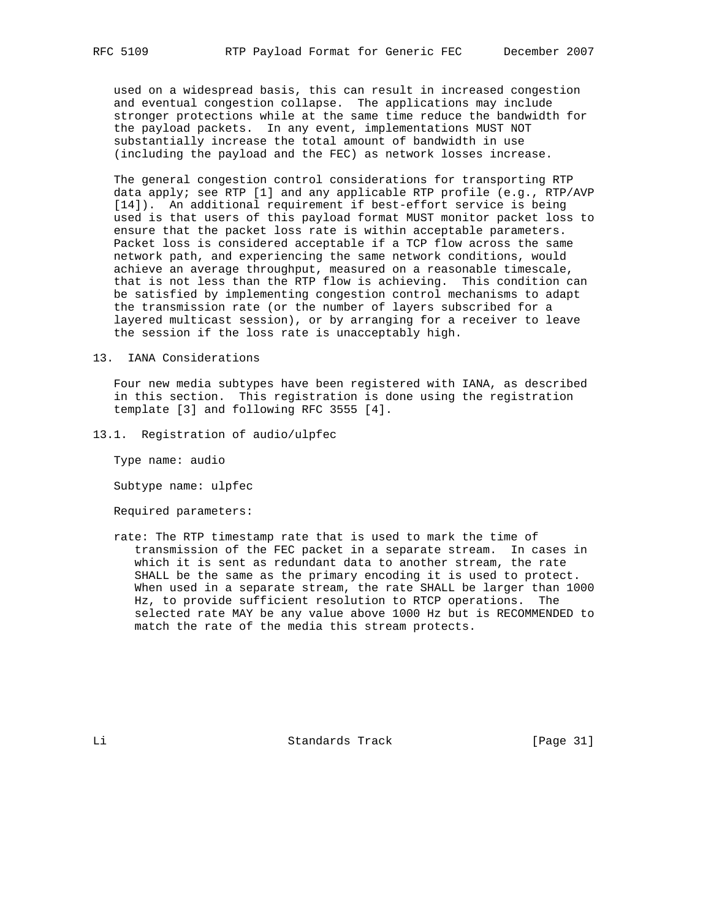used on a widespread basis, this can result in increased congestion and eventual congestion collapse. The applications may include stronger protections while at the same time reduce the bandwidth for the payload packets. In any event, implementations MUST NOT substantially increase the total amount of bandwidth in use (including the payload and the FEC) as network losses increase.

The general congestion control considerations for transporting RTP data apply; see RTP [1] and any applicable RTP profile (e.g., RTP/AVP [14]). An additional requirement if best-effort service is being used is that users of this payload format MUST monitor packet loss to ensure that the packet loss rate is within acceptable parameters. Packet loss is considered acceptable if a TCP flow across the same network path, and experiencing the same network conditions, would achieve an average throughput, measured on a reasonable timescale, that is not less than the RTP flow is achieving. This condition can be satisfied by implementing congestion control mechanisms to adapt the transmission rate (or the number of layers subscribed for a layered multicast session), or by arranging for a receiver to leave the session if the loss rate is unacceptably high.

## 13. IANA Considerations

Four new media subtypes have been registered with IANA, as described in this section. This registration is done using the registration template [3] and following RFC 3555 [4].

### 13.1. Registration of audio/ulpfec

Type name: audio

Subtype name: ulpfec

Required parameters:

rate: The RTP timestamp rate that is used to mark the time of transmission of the FEC packet in a separate stream. In cases in which it is sent as redundant data to another stream, the rate SHALL be the same as the primary encoding it is used to protect. When used in a separate stream, the rate SHALL be larger than 1000 Hz, to provide sufficient resolution to RTCP operations. The selected rate MAY be any value above 1000 Hz but is RECOMMENDED to match the rate of the media this stream protects.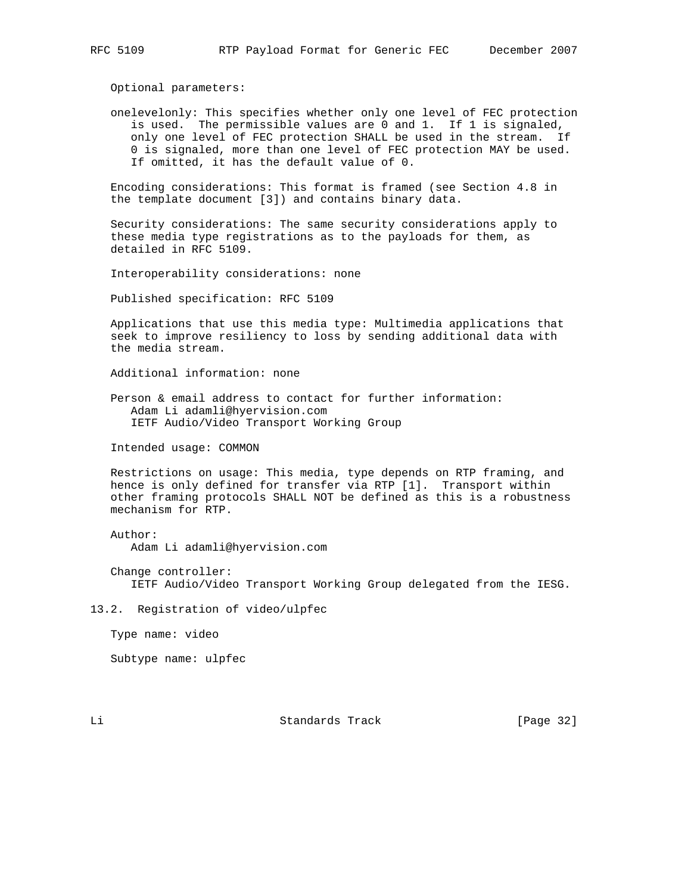Optional parameters:

onelevelonly: This specifies whether only one level of FEC protection is used. The permissible values are 0 and 1. If 1 is signaled, only one level of FEC protection SHALL be used in the stream. If 0 is signaled, more than one level of FEC protection MAY be used. If omitted, it has the default value of 0.

Encoding considerations: This format is framed (see Section 4.8 in the template document [3]) and contains binary data.

Security considerations: The same security considerations apply to these media type registrations as to the payloads for them, as detailed in RFC 5109.

Interoperability considerations: none

Published specification: RFC 5109

Applications that use this media type: Multimedia applications that seek to improve resiliency to loss by sending additional data with the media stream.

Additional information: none

Person & email address to contact for further information:
Adam Li adamli@hyervision.com
IETF Audio/Video Transport Working Group

Intended usage: COMMON

Restrictions on usage: This media, type depends on RTP framing, and hence is only defined for transfer via RTP [1]. Transport within other framing protocols SHALL NOT be defined as this is a robustness mechanism for RTP.

Author:
Adam Li adamli@hyervision.com

Change controller:
IETF Audio/Video Transport Working Group delegated from the IESG.

## 13.2. Registration of video/ulpfec

Type name: video

Subtype name: ulpfec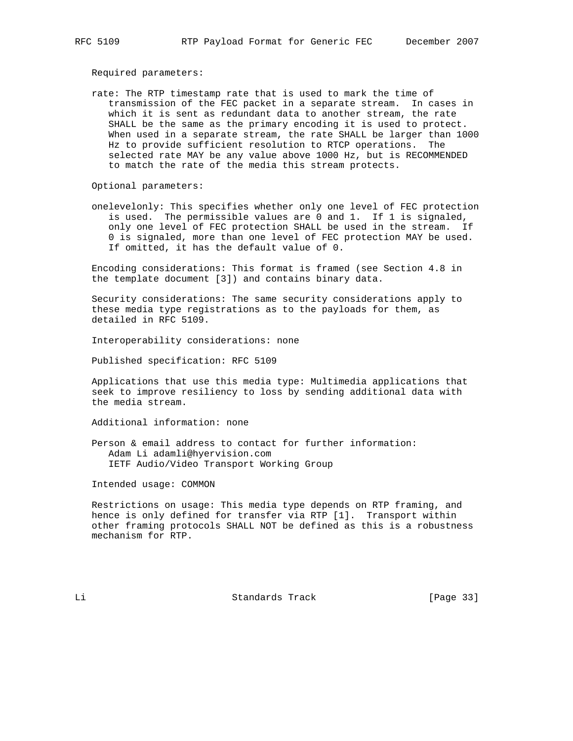Required parameters:

rate: The RTP timestamp rate that is used to mark the time of transmission of the FEC packet in a separate stream. In cases in which it is sent as redundant data to another stream, the rate SHALL be the same as the primary encoding it is used to protect. When used in a separate stream, the rate SHALL be larger than 1000 Hz to provide sufficient resolution to RTCP operations. The selected rate MAY be any value above 1000 Hz, but is RECOMMENDED to match the rate of the media this stream protects.

Optional parameters:

onelevelonly: This specifies whether only one level of FEC protection is used. The permissible values are 0 and 1. If 1 is signaled, only one level of FEC protection SHALL be used in the stream. If 0 is signaled, more than one level of FEC protection MAY be used. If omitted, it has the default value of 0.

Encoding considerations: This format is framed (see Section 4.8 in the template document [3]) and contains binary data.

Security considerations: The same security considerations apply to these media type registrations as to the payloads for them, as detailed in RFC 5109.

Interoperability considerations: none

Published specification: RFC 5109

Applications that use this media type: Multimedia applications that seek to improve resiliency to loss by sending additional data with the media stream.

Additional information: none

Person & email address to contact for further information:
Adam Li adamli@hyervision.com
IETF Audio/Video Transport Working Group

Intended usage: COMMON

Restrictions on usage: This media type depends on RTP framing, and hence is only defined for transfer via RTP [1]. Transport within other framing protocols SHALL NOT be defined as this is a robustness mechanism for RTP.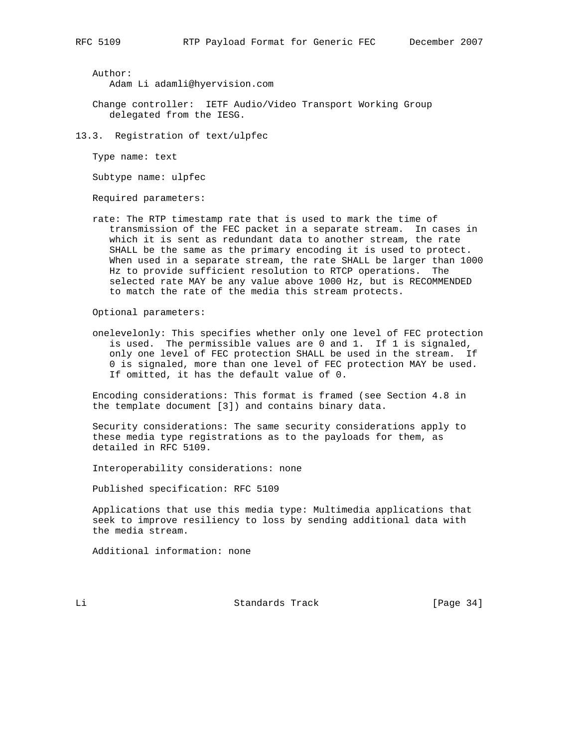Author:
Adam Li adamli@hyervision.com

Change controller: IETF Audio/Video Transport Working Group delegated from the IESG.

### 13.3. Registration of text/ulpfec

Type name: text

Subtype name: ulpfec

Required parameters:

rate: The RTP timestamp rate that is used to mark the time of transmission of the FEC packet in a separate stream. In cases in which it is sent as redundant data to another stream, the rate SHALL be the same as the primary encoding it is used to protect. When used in a separate stream, the rate SHALL be larger than 1000 Hz to provide sufficient resolution to RTCP operations. The selected rate MAY be any value above 1000 Hz, but is RECOMMENDED to match the rate of the media this stream protects.

Optional parameters:

onelevelonly: This specifies whether only one level of FEC protection is used. The permissible values are 0 and 1. If 1 is signaled, only one level of FEC protection SHALL be used in the stream. If 0 is signaled, more than one level of FEC protection MAY be used. If omitted, it has the default value of 0.

Encoding considerations: This format is framed (see Section 4.8 in the template document [3]) and contains binary data.

Security considerations: The same security considerations apply to these media type registrations as to the payloads for them, as detailed in RFC 5109.

Interoperability considerations: none

Published specification: RFC 5109

Applications that use this media type: Multimedia applications that seek to improve resiliency to loss by sending additional data with the media stream.

Additional information: none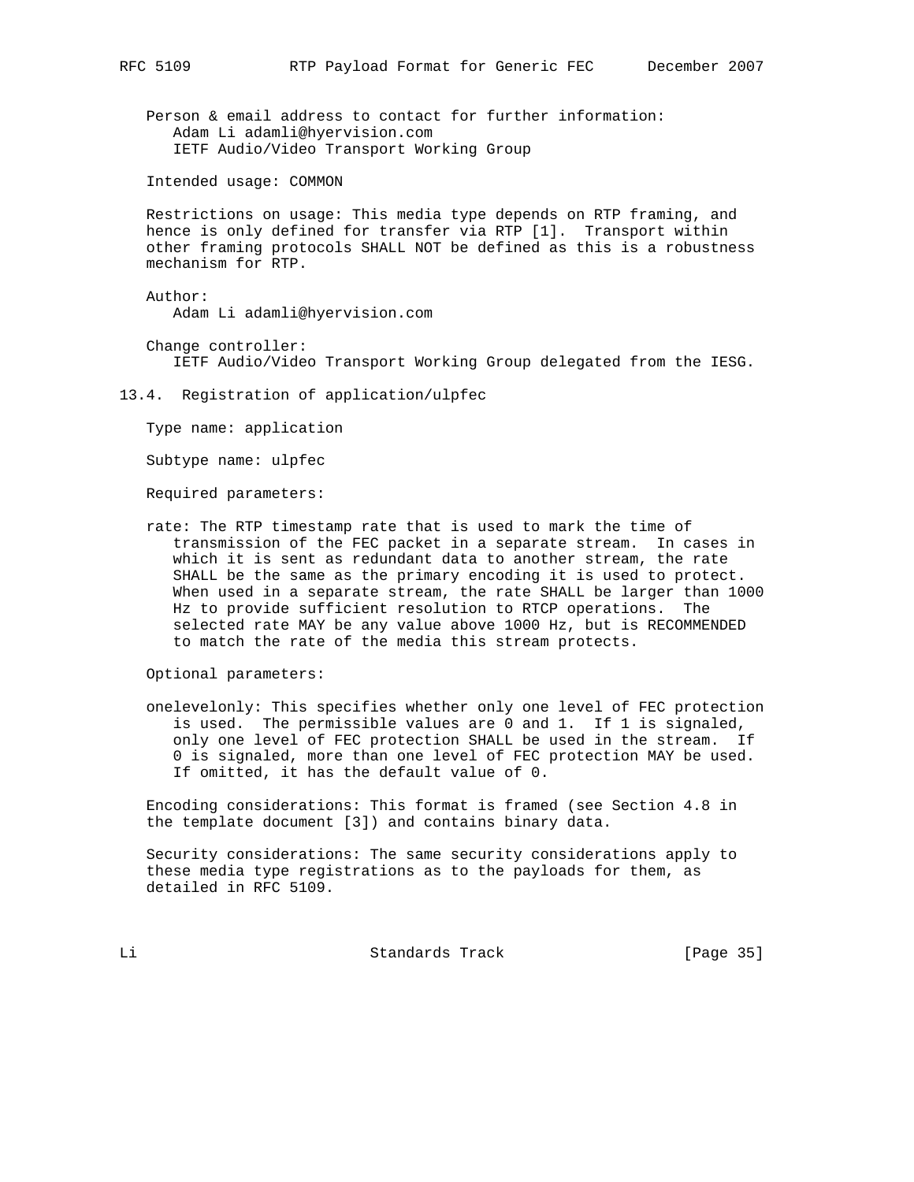Person & email address to contact for further information:
Adam Li adamli@hyervision.com
IETF Audio/Video Transport Working Group

Intended usage: COMMON

Restrictions on usage: This media type depends on RTP framing, and hence is only defined for transfer via RTP [1]. Transport within other framing protocols SHALL NOT be defined as this is a robustness mechanism for RTP.

Author:
Adam Li adamli@hyervision.com

Change controller:
IETF Audio/Video Transport Working Group delegated from the IESG.

### 13.4. Registration of application/ulpfec

Type name: application

Subtype name: ulpfec

Required parameters:

rate: The RTP timestamp rate that is used to mark the time of transmission of the FEC packet in a separate stream. In cases in which it is sent as redundant data to another stream, the rate SHALL be the same as the primary encoding it is used to protect. When used in a separate stream, the rate SHALL be larger than 1000 Hz to provide sufficient resolution to RTCP operations. The selected rate MAY be any value above 1000 Hz, but is RECOMMENDED to match the rate of the media this stream protects.

Optional parameters:

onelevelonly: This specifies whether only one level of FEC protection is used. The permissible values are 0 and 1. If 1 is signaled, only one level of FEC protection SHALL be used in the stream. If 0 is signaled, more than one level of FEC protection MAY be used. If omitted, it has the default value of 0.

Encoding considerations: This format is framed (see Section 4.8 in the template document [3]) and contains binary data.

Security considerations: The same security considerations apply to these media type registrations as to the payloads for them, as detailed in RFC 5109.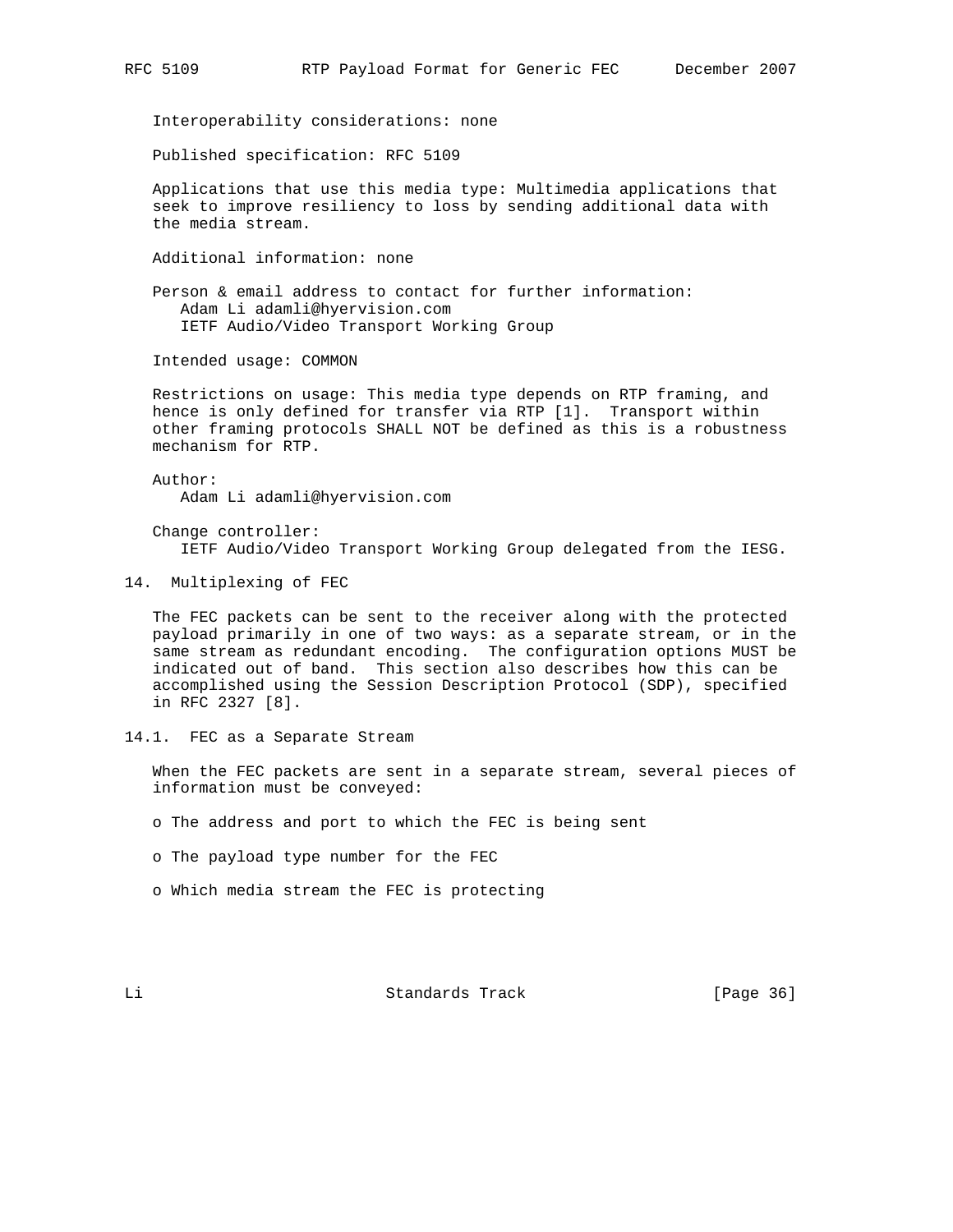Interoperability considerations: none

Published specification: RFC 5109

Applications that use this media type: Multimedia applications that seek to improve resiliency to loss by sending additional data with the media stream.

Additional information: none

Person & email address to contact for further information:
Adam Li adamli@hyervision.com
IETF Audio/Video Transport Working Group

Intended usage: COMMON

Restrictions on usage: This media type depends on RTP framing, and hence is only defined for transfer via RTP [1]. Transport within other framing protocols SHALL NOT be defined as this is a robustness mechanism for RTP.

Author:
Adam Li adamli@hyervision.com

Change controller:
IETF Audio/Video Transport Working Group delegated from the IESG.

## 14. Multiplexing of FEC

The FEC packets can be sent to the receiver along with the protected payload primarily in one of two ways: as a separate stream, or in the same stream as redundant encoding. The configuration options MUST be indicated out of band. This section also describes how this can be accomplished using the Session Description Protocol (SDP), specified in RFC 2327 [8].

### 14.1. FEC as a Separate Stream

When the FEC packets are sent in a separate stream, several pieces of information must be conveyed:

- The address and port to which the FEC is being sent
- The payload type number for the FEC
- Which media stream the FEC is protecting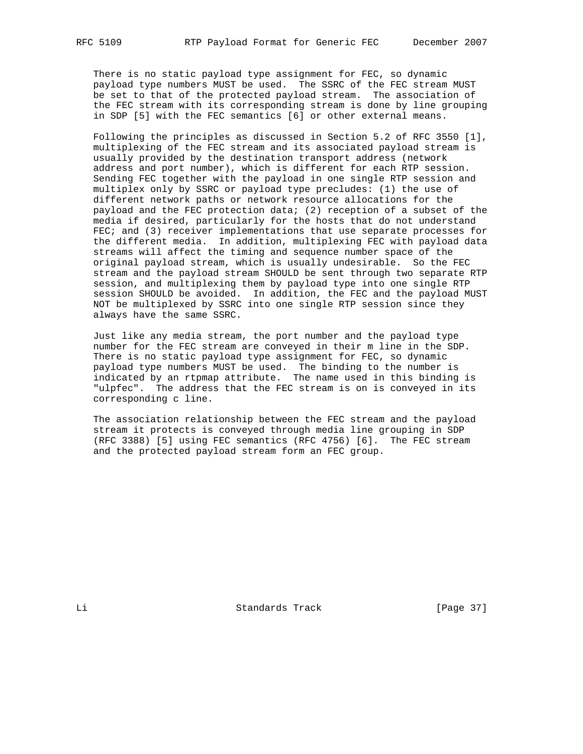There is no static payload type assignment for FEC, so dynamic payload type numbers MUST be used. The SSRC of the FEC stream MUST be set to that of the protected payload stream. The association of the FEC stream with its corresponding stream is done by line grouping in SDP [5] with the FEC semantics [6] or other external means.

Following the principles as discussed in Section 5.2 of RFC 3550 [1], multiplexing of the FEC stream and its associated payload stream is usually provided by the destination transport address (network address and port number), which is different for each RTP session. Sending FEC together with the payload in one single RTP session and multiplex only by SSRC or payload type precludes: (1) the use of different network paths or network resource allocations for the payload and the FEC protection data; (2) reception of a subset of the media if desired, particularly for the hosts that do not understand FEC; and (3) receiver implementations that use separate processes for the different media. In addition, multiplexing FEC with payload data streams will affect the timing and sequence number space of the original payload stream, which is usually undesirable. So the FEC stream and the payload stream SHOULD be sent through two separate RTP session, and multiplexing them by payload type into one single RTP session SHOULD be avoided. In addition, the FEC and the payload MUST NOT be multiplexed by SSRC into one single RTP session since they always have the same SSRC.

Just like any media stream, the port number and the payload type number for the FEC stream are conveyed in their m line in the SDP. There is no static payload type assignment for FEC, so dynamic payload type numbers MUST be used. The binding to the number is indicated by an rtpmap attribute. The name used in this binding is "ulpfec". The address that the FEC stream is on is conveyed in its corresponding c line.

The association relationship between the FEC stream and the payload stream it protects is conveyed through media line grouping in SDP (RFC 3388) [5] using FEC semantics (RFC 4756) [6]. The FEC stream and the protected payload stream form an FEC group.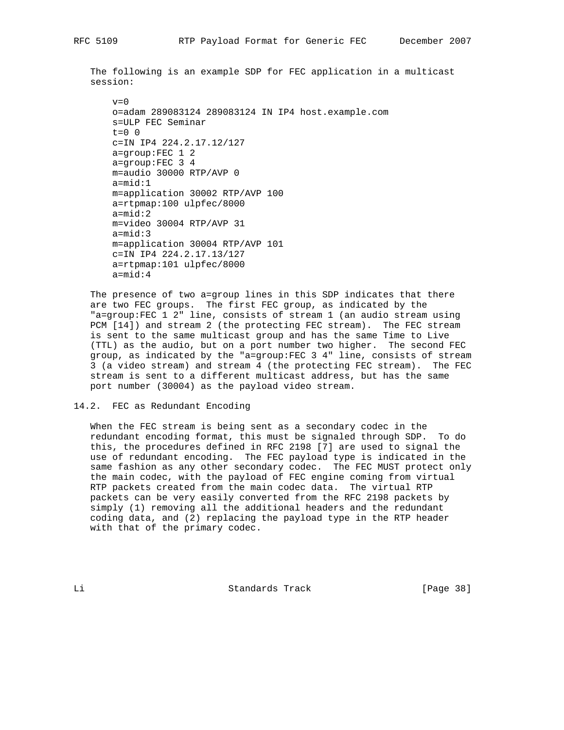The following is an example SDP for FEC application in a multicast session:

```
v=0
o=adam 289083124 289083124 IN IP4 host.example.com
s=ULP FEC Seminar
t=0 0
c=IN IP4 224.2.17.12/127
a=group:FEC 1 2
a=group:FEC 3 4
m=audio 30000 RTP/AVP 0
a=mid:1
m=application 30002 RTP/AVP 100
a=rtpmap:100 ulpfec/8000
a=mid:2
m=video 30004 RTP/AVP 31
a=mid:3
m=application 30004 RTP/AVP 101
c=IN IP4 224.2.17.13/127
a=rtpmap:101 ulpfec/8000
a=mid:4
```

The presence of two a=group lines in this SDP indicates that there are two FEC groups. The first FEC group, as indicated by the "a=group:FEC 1 2" line, consists of stream 1 (an audio stream using PCM [14]) and stream 2 (the protecting FEC stream). The FEC stream is sent to the same multicast group and has the same Time to Live (TTL) as the audio, but on a port number two higher. The second FEC group, as indicated by the "a=group:FEC 3 4" line, consists of stream 3 (a video stream) and stream 4 (the protecting FEC stream). The FEC stream is sent to a different multicast address, but has the same port number (30004) as the payload video stream.

## 14.2. FEC as Redundant Encoding

When the FEC stream is being sent as a secondary codec in the redundant encoding format, this must be signaled through SDP. To do this, the procedures defined in RFC 2198 [7] are used to signal the use of redundant encoding. The FEC payload type is indicated in the same fashion as any other secondary codec. The FEC MUST protect only the main codec, with the payload of FEC engine coming from virtual RTP packets created from the main codec data. The virtual RTP packets can be very easily converted from the RFC 2198 packets by simply (1) removing all the additional headers and the redundant coding data, and (2) replacing the payload type in the RTP header with that of the primary codec.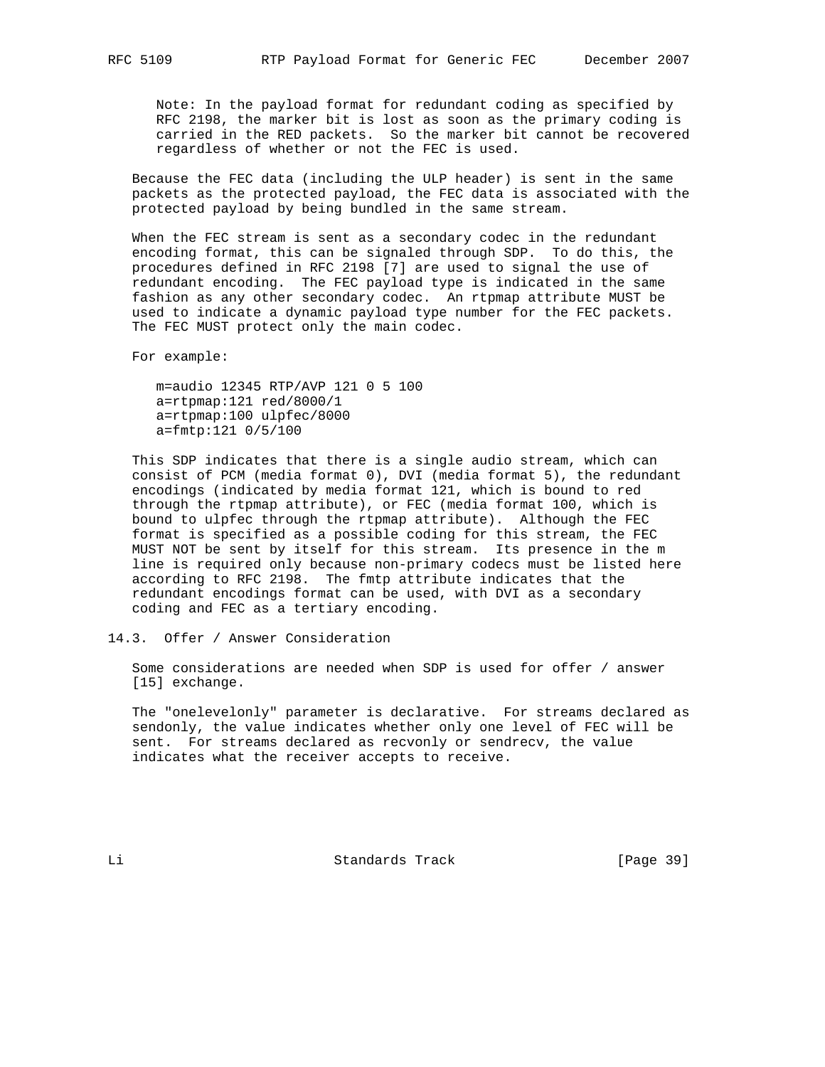Note: In the payload format for redundant coding as specified by RFC 2198, the marker bit is lost as soon as the primary coding is carried in the RED packets. So the marker bit cannot be recovered regardless of whether or not the FEC is used.

Because the FEC data (including the ULP header) is sent in the same packets as the protected payload, the FEC data is associated with the protected payload by being bundled in the same stream.

When the FEC stream is sent as a secondary codec in the redundant encoding format, this can be signaled through SDP. To do this, the procedures defined in RFC 2198 [7] are used to signal the use of redundant encoding. The FEC payload type is indicated in the same fashion as any other secondary codec. An rtpmap attribute MUST be used to indicate a dynamic payload type number for the FEC packets. The FEC MUST protect only the main codec.

For example:

```
m=audio 12345 RTP/AVP 121 0 5 100
a=rtpmap:121 red/8000/1
a=rtpmap:100 ulpfec/8000
a=fmtp:121 0/5/100
```

This SDP indicates that there is a single audio stream, which can consist of PCM (media format 0), DVI (media format 5), the redundant encodings (indicated by media format 121, which is bound to red through the rtpmap attribute), or FEC (media format 100, which is bound to ulpfec through the rtpmap attribute). Although the FEC format is specified as a possible coding for this stream, the FEC MUST NOT be sent by itself for this stream. Its presence in the m line is required only because non-primary codecs must be listed here according to RFC 2198. The fmtp attribute indicates that the redundant encodings format can be used, with DVI as a secondary coding and FEC as a tertiary encoding.

## 14.3. Offer / Answer Consideration

Some considerations are needed when SDP is used for offer / answer [15] exchange.

The "onelevelonly" parameter is declarative. For streams declared as sendonly, the value indicates whether only one level of FEC will be sent. For streams declared as recvonly or sendrecv, the value indicates what the receiver accepts to receive.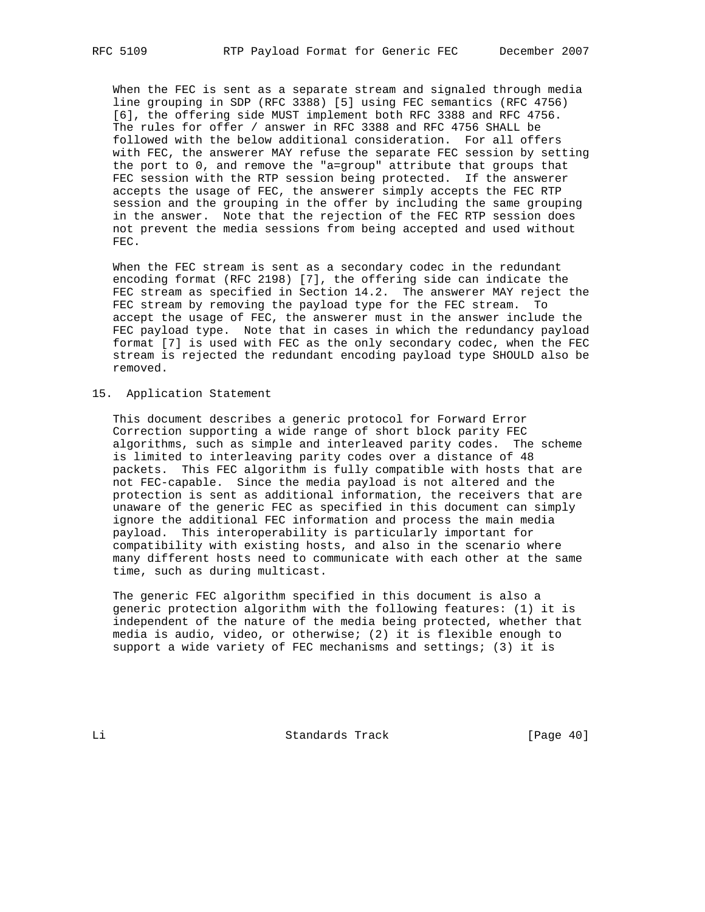When the FEC is sent as a separate stream and signaled through media line grouping in SDP (RFC 3388) [5] using FEC semantics (RFC 4756) [6], the offering side MUST implement both RFC 3388 and RFC 4756. The rules for offer / answer in RFC 3388 and RFC 4756 SHALL be followed with the below additional consideration. For all offers with FEC, the answerer MAY refuse the separate FEC session by setting the port to 0, and remove the "a=group" attribute that groups that FEC session with the RTP session being protected. If the answerer accepts the usage of FEC, the answerer simply accepts the FEC RTP session and the grouping in the offer by including the same grouping in the answer. Note that the rejection of the FEC RTP session does not prevent the media sessions from being accepted and used without FEC.

When the FEC stream is sent as a secondary codec in the redundant encoding format (RFC 2198) [7], the offering side can indicate the FEC stream as specified in Section 14.2. The answerer MAY reject the FEC stream by removing the payload type for the FEC stream. To accept the usage of FEC, the answerer must in the answer include the FEC payload type. Note that in cases in which the redundancy payload format [7] is used with FEC as the only secondary codec, when the FEC stream is rejected the redundant encoding payload type SHOULD also be removed.

## 15. Application Statement

This document describes a generic protocol for Forward Error Correction supporting a wide range of short block parity FEC algorithms, such as simple and interleaved parity codes. The scheme is limited to interleaving parity codes over a distance of 48 packets. This FEC algorithm is fully compatible with hosts that are not FEC-capable. Since the media payload is not altered and the protection is sent as additional information, the receivers that are unaware of the generic FEC as specified in this document can simply ignore the additional FEC information and process the main media payload. This interoperability is particularly important for compatibility with existing hosts, and also in the scenario where many different hosts need to communicate with each other at the same time, such as during multicast.

The generic FEC algorithm specified in this document is also a generic protection algorithm with the following features: (1) it is independent of the nature of the media being protected, whether that media is audio, video, or otherwise; (2) it is flexible enough to support a wide variety of FEC mechanisms and settings; (3) it is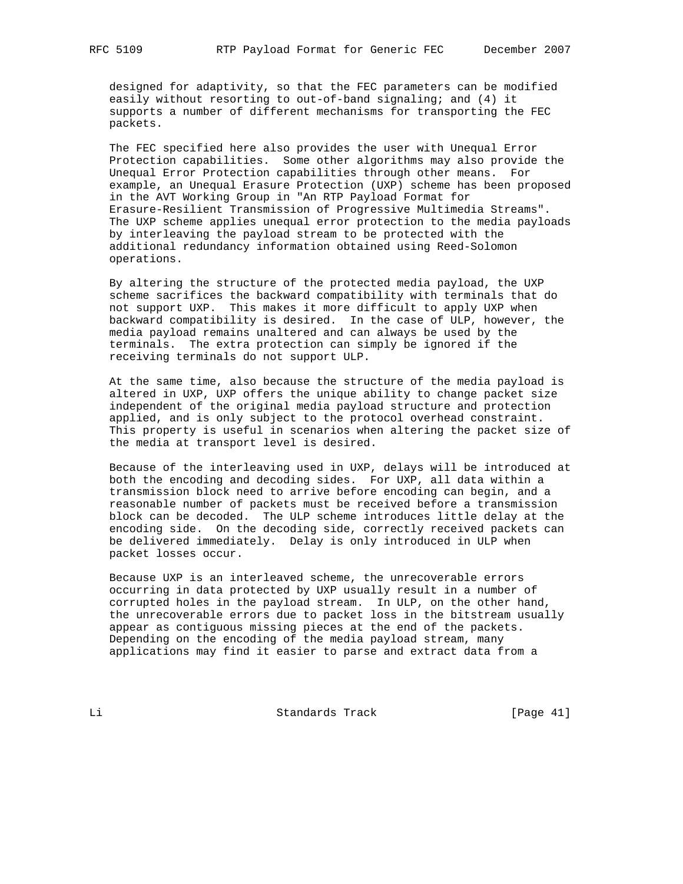designed for adaptivity, so that the FEC parameters can be modified easily without resorting to out-of-band signaling; and (4) it supports a number of different mechanisms for transporting the FEC packets.

The FEC specified here also provides the user with Unequal Error Protection capabilities. Some other algorithms may also provide the Unequal Error Protection capabilities through other means. For example, an Unequal Erasure Protection (UXP) scheme has been proposed in the AVT Working Group in "An RTP Payload Format for Erasure-Resilient Transmission of Progressive Multimedia Streams". The UXP scheme applies unequal error protection to the media payloads by interleaving the payload stream to be protected with the additional redundancy information obtained using Reed-Solomon operations.

By altering the structure of the protected media payload, the UXP scheme sacrifices the backward compatibility with terminals that do not support UXP. This makes it more difficult to apply UXP when backward compatibility is desired. In the case of ULP, however, the media payload remains unaltered and can always be used by the terminals. The extra protection can simply be ignored if the receiving terminals do not support ULP.

At the same time, also because the structure of the media payload is altered in UXP, UXP offers the unique ability to change packet size independent of the original media payload structure and protection applied, and is only subject to the protocol overhead constraint. This property is useful in scenarios when altering the packet size of the media at transport level is desired.

Because of the interleaving used in UXP, delays will be introduced at both the encoding and decoding sides. For UXP, all data within a transmission block need to arrive before encoding can begin, and a reasonable number of packets must be received before a transmission block can be decoded. The ULP scheme introduces little delay at the encoding side. On the decoding side, correctly received packets can be delivered immediately. Delay is only introduced in ULP when packet losses occur.

Because UXP is an interleaved scheme, the unrecoverable errors occurring in data protected by UXP usually result in a number of corrupted holes in the payload stream. In ULP, on the other hand, the unrecoverable errors due to packet loss in the bitstream usually appear as contiguous missing pieces at the end of the packets. Depending on the encoding of the media payload stream, many applications may find it easier to parse and extract data from a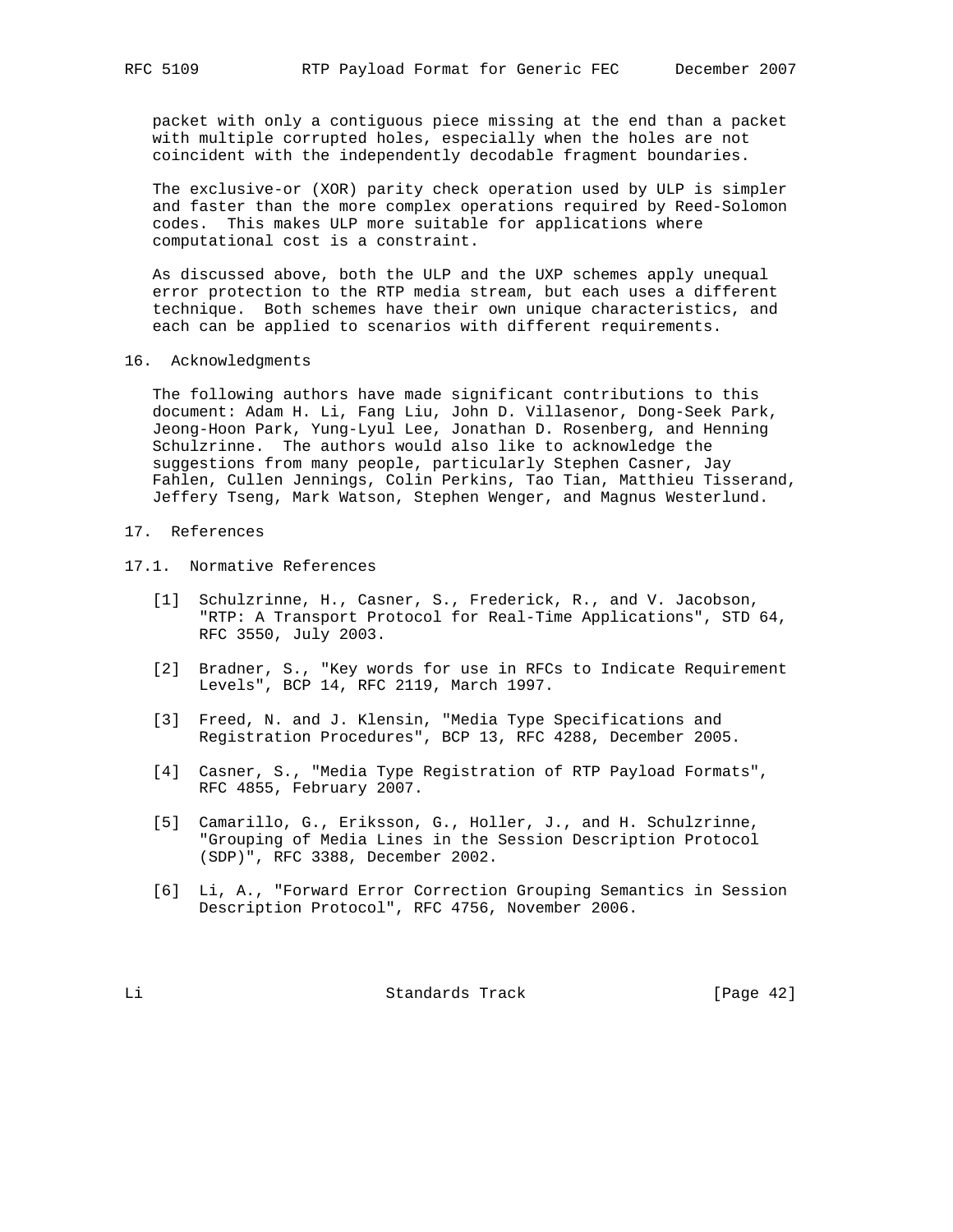packet with only a contiguous piece missing at the end than a packet with multiple corrupted holes, especially when the holes are not coincident with the independently decodable fragment boundaries.

The exclusive-or (XOR) parity check operation used by ULP is simpler and faster than the more complex operations required by Reed-Solomon codes. This makes ULP more suitable for applications where computational cost is a constraint.

As discussed above, both the ULP and the UXP schemes apply unequal error protection to the RTP media stream, but each uses a different technique. Both schemes have their own unique characteristics, and each can be applied to scenarios with different requirements.

## 16. Acknowledgments

The following authors have made significant contributions to this document: Adam H. Li, Fang Liu, John D. Villasenor, Dong-Seek Park, Jeong-Hoon Park, Yung-Lyul Lee, Jonathan D. Rosenberg, and Henning Schulzrinne. The authors would also like to acknowledge the suggestions from many people, particularly Stephen Casner, Jay Fahlen, Cullen Jennings, Colin Perkins, Tao Tian, Matthieu Tisserand, Jeffery Tseng, Mark Watson, Stephen Wenger, and Magnus Westerlund.

## 17. References

### 17.1. Normative References

[1] Schulzrinne, H., Casner, S., Frederick, R., and V. Jacobson, "RTP: A Transport Protocol for Real-Time Applications", STD 64, RFC 3550, July 2003.

[2] Bradner, S., "Key words for use in RFCs to Indicate Requirement Levels", BCP 14, RFC 2119, March 1997.

[3] Freed, N. and J. Klensin, "Media Type Specifications and Registration Procedures", BCP 13, RFC 4288, December 2005.

[4] Casner, S., "Media Type Registration of RTP Payload Formats", RFC 4855, February 2007.

[5] Camarillo, G., Eriksson, G., Holler, J., and H. Schulzrinne, "Grouping of Media Lines in the Session Description Protocol (SDP)", RFC 3388, December 2002.

[6] Li, A., "Forward Error Correction Grouping Semantics in Session Description Protocol", RFC 4756, November 2006.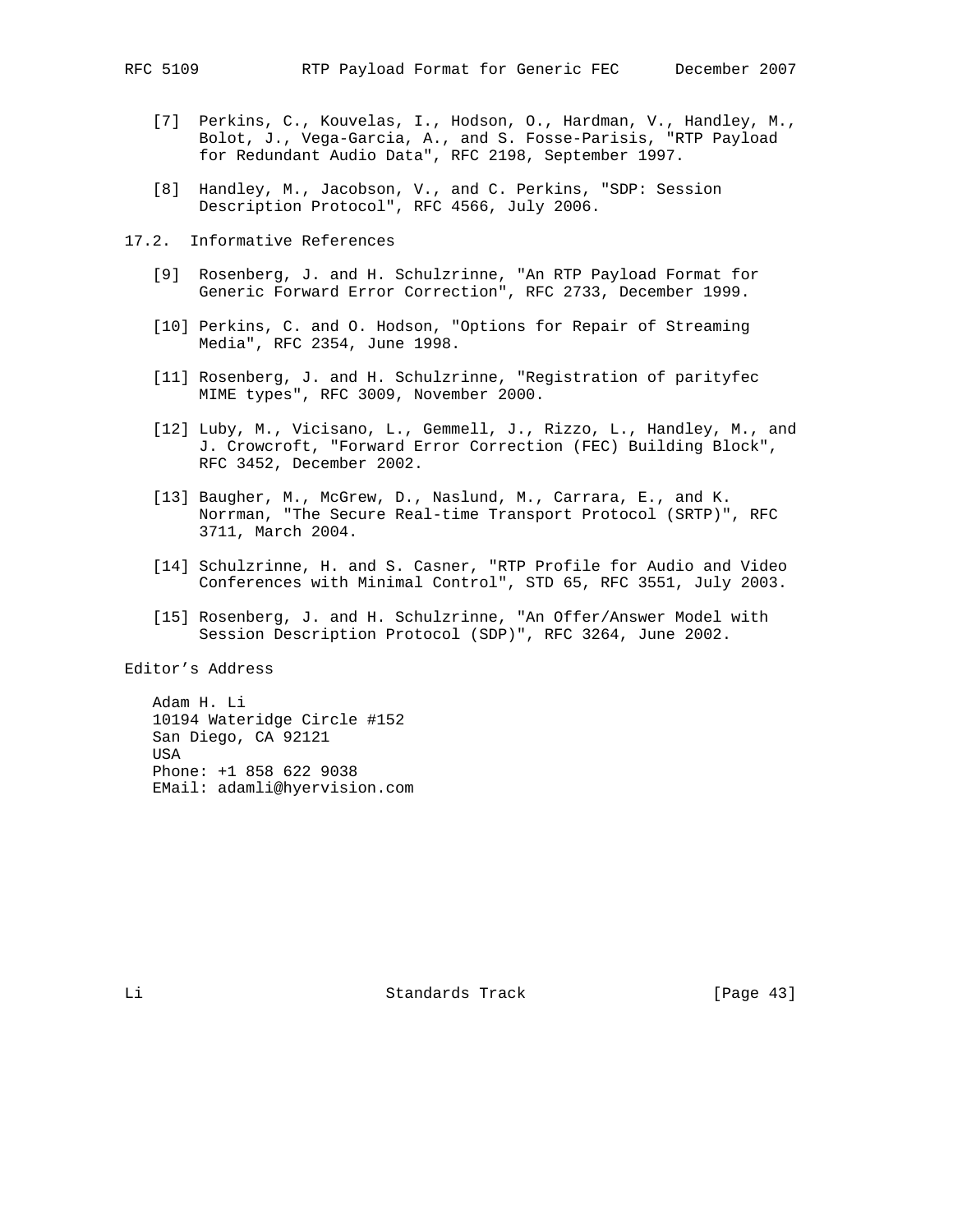[7] Perkins, C., Kouvelas, I., Hodson, O., Hardman, V., Handley, M., Bolot, J., Vega-Garcia, A., and S. Fosse-Parisis, "RTP Payload for Redundant Audio Data", RFC 2198, September 1997.

[8] Handley, M., Jacobson, V., and C. Perkins, "SDP: Session Description Protocol", RFC 4566, July 2006.

## 17.2. Informative References

[9] Rosenberg, J. and H. Schulzrinne, "An RTP Payload Format for Generic Forward Error Correction", RFC 2733, December 1999.

[10] Perkins, C. and O. Hodson, "Options for Repair of Streaming Media", RFC 2354, June 1998.

[11] Rosenberg, J. and H. Schulzrinne, "Registration of parityfec MIME types", RFC 3009, November 2000.

[12] Luby, M., Vicisano, L., Gemmell, J., Rizzo, L., Handley, M., and J. Crowcroft, "Forward Error Correction (FEC) Building Block", RFC 3452, December 2002.

[13] Baugher, M., McGrew, D., Naslund, M., Carrara, E., and K. Norrman, "The Secure Real-time Transport Protocol (SRTP)", RFC 3711, March 2004.

[14] Schulzrinne, H. and S. Casner, "RTP Profile for Audio and Video Conferences with Minimal Control", STD 65, RFC 3551, July 2003.

[15] Rosenberg, J. and H. Schulzrinne, "An Offer/Answer Model with Session Description Protocol (SDP)", RFC 3264, June 2002.

## Editor's Address

Adam H. Li
10194 Wateridge Circle #152
San Diego, CA 92121
USA
Phone: +1 858 622 9038
EMail: adamli@hyervision.com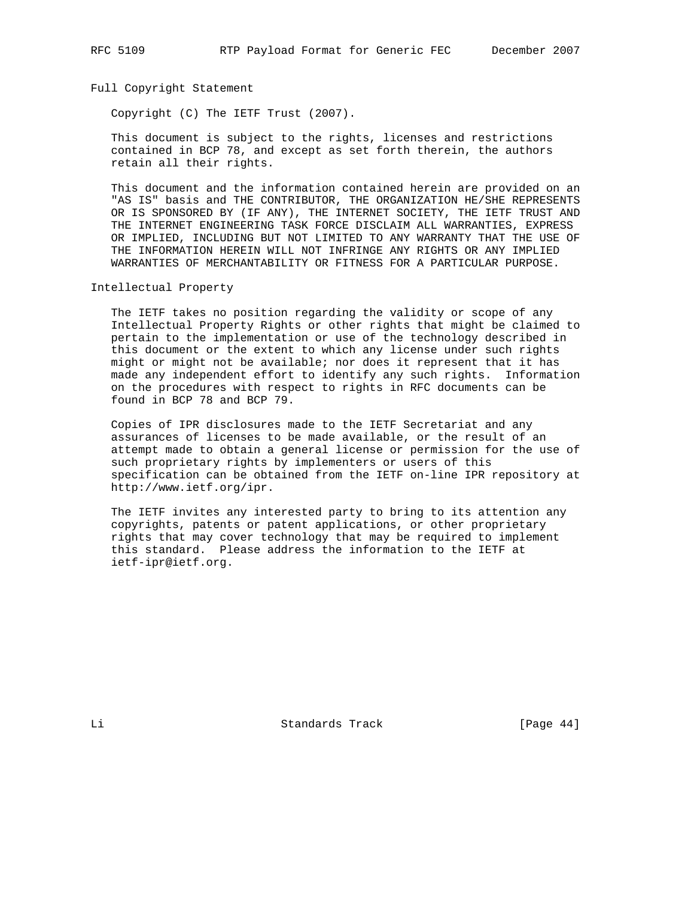## Full Copyright Statement

Copyright (C) The IETF Trust (2007).

This document is subject to the rights, licenses and restrictions contained in BCP 78, and except as set forth therein, the authors retain all their rights.

This document and the information contained herein are provided on an "AS IS" basis and THE CONTRIBUTOR, THE ORGANIZATION HE/SHE REPRESENTS OR IS SPONSORED BY (IF ANY), THE INTERNET SOCIETY, THE IETF TRUST AND THE INTERNET ENGINEERING TASK FORCE DISCLAIM ALL WARRANTIES, EXPRESS OR IMPLIED, INCLUDING BUT NOT LIMITED TO ANY WARRANTY THAT THE USE OF THE INFORMATION HEREIN WILL NOT INFRINGE ANY RIGHTS OR ANY IMPLIED WARRANTIES OF MERCHANTABILITY OR FITNESS FOR A PARTICULAR PURPOSE.

## Intellectual Property

The IETF takes no position regarding the validity or scope of any Intellectual Property Rights or other rights that might be claimed to pertain to the implementation or use of the technology described in this document or the extent to which any license under such rights might or might not be available; nor does it represent that it has made any independent effort to identify any such rights. Information on the procedures with respect to rights in RFC documents can be found in BCP 78 and BCP 79.

Copies of IPR disclosures made to the IETF Secretariat and any assurances of licenses to be made available, or the result of an attempt made to obtain a general license or permission for the use of such proprietary rights by implementers or users of this specification can be obtained from the IETF on-line IPR repository at http://www.ietf.org/ipr.

The IETF invites any interested party to bring to its attention any copyrights, patents or patent applications, or other proprietary rights that may cover technology that may be required to implement this standard. Please address the information to the IETF at ietf-ipr@ietf.org.